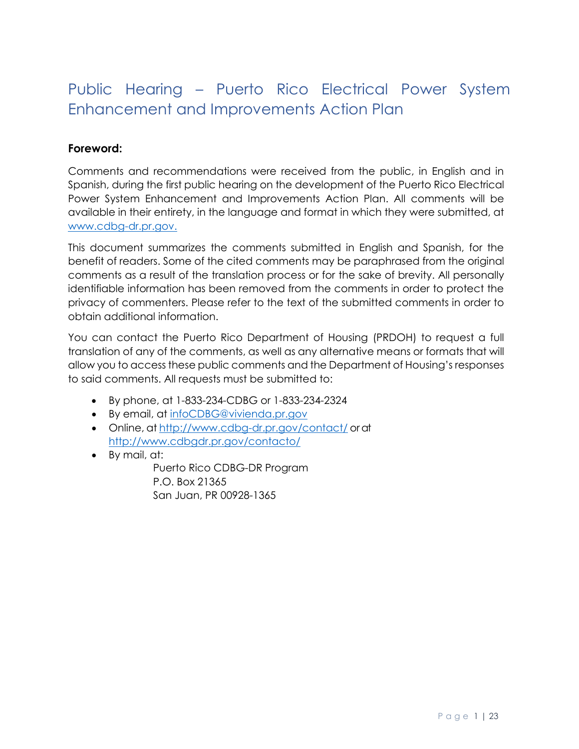# Public Hearing – Puerto Rico Electrical Power System Enhancement and Improvements Action Plan

**Foreword:**

Comments and recommendations were received from the public, in English and in Spanish, during the first public hearing on the development of the Puerto Rico Electrical Power System Enhancement and Improvements Action Plan. All comments will be available in their entirety, in the language and format in which they were submitted, at www.cdbg-dr.pr.gov.

This document summarizes the comments submitted in English and Spanish, for the benefit of readers. Some of the cited comments may be paraphrased from the original comments as a result of the translation process or for the sake of brevity. All personally identifiable information has been removed from the comments in order to protect the privacy of commenters. Please refer to the text of the submitted comments in order to obtain additional information.

You can contact the Puerto Rico Department of Housing (PRDOH) to request a full translation of any of the comments, as well as any alternative means or formats that will allow you to access these public comments and the Department of Housing's responses to said comments. All requests must be submitted to:

- By phone, at 1-833-234-CDBG or 1-833-234-2324
- By email, at infoCDBG@vivienda.pr.gov
- Online, at http://www.cdbg-dr.pr.gov/contact/ or at http://www.cdbgdr.pr.gov/contacto/
- By mail, at:
  Puerto Rico CDBG-DR Program
  P.O. Box 21365
  San Juan, PR 00928-1365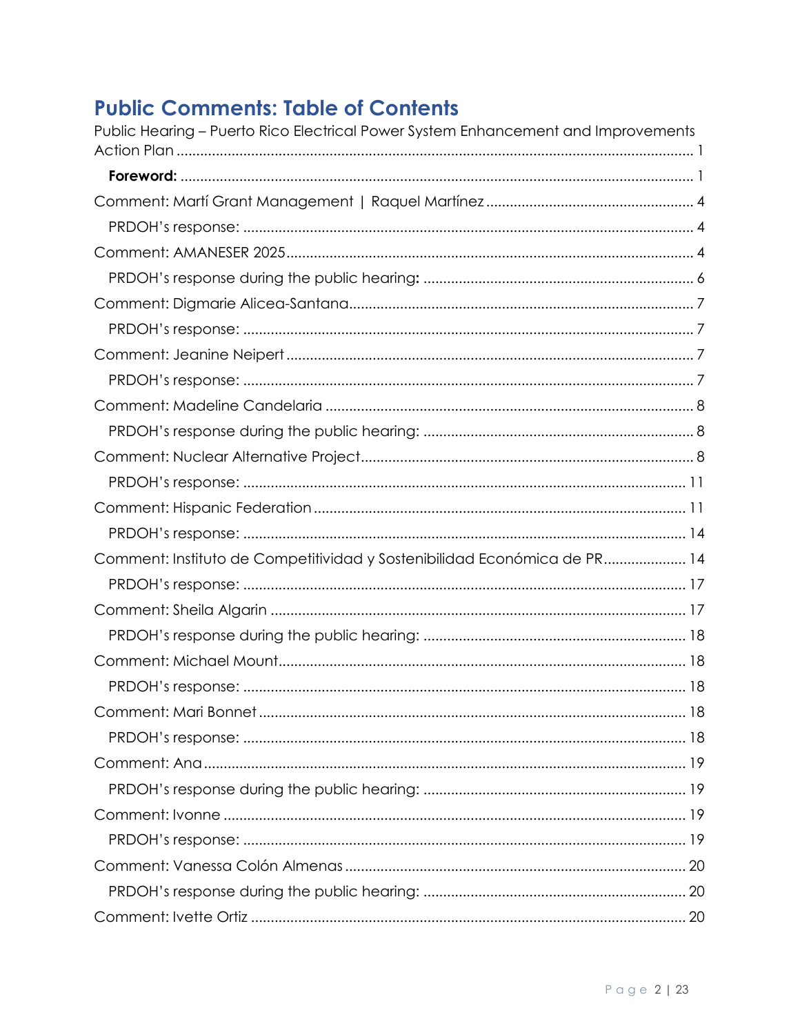# Public Comments: Table of Contents

Public Hearing – Puerto Rico Electrical Power System Enhancement and Improvements Action Plan ........ 1

- **Foreword:** ........ 1

Comment: Martí Grant Management | Raquel Martínez ........ 4

- PRDOH's response: ........ 4

Comment: AMANESER 2025 ........ 4

- PRDOH's response during the public hearing**:** ........ 6

Comment: Digmarie Alicea-Santana ........ 7

- PRDOH's response: ........ 7

Comment: Jeanine Neipert ........ 7

- PRDOH's response: ........ 7

Comment: Madeline Candelaria ........ 8

- PRDOH's response during the public hearing: ........ 8

Comment: Nuclear Alternative Project ........ 8

- PRDOH's response: ........ 11

Comment: Hispanic Federation ........ 11

- PRDOH's response: ........ 14

Comment: Instituto de Competitividad y Sostenibilidad Económica de PR ........ 14

- PRDOH's response: ........ 17

Comment: Sheila Algarin ........ 17

- PRDOH's response during the public hearing: ........ 18

Comment: Michael Mount ........ 18

- PRDOH's response: ........ 18

Comment: Mari Bonnet ........ 18

- PRDOH's response: ........ 18

Comment: Ana ........ 19

- PRDOH's response during the public hearing: ........ 19

Comment: Ivonne ........ 19

- PRDOH's response: ........ 19

Comment: Vanessa Colón Almenas ........ 20

- PRDOH's response during the public hearing: ........ 20

Comment: Ivette Ortiz ........ 20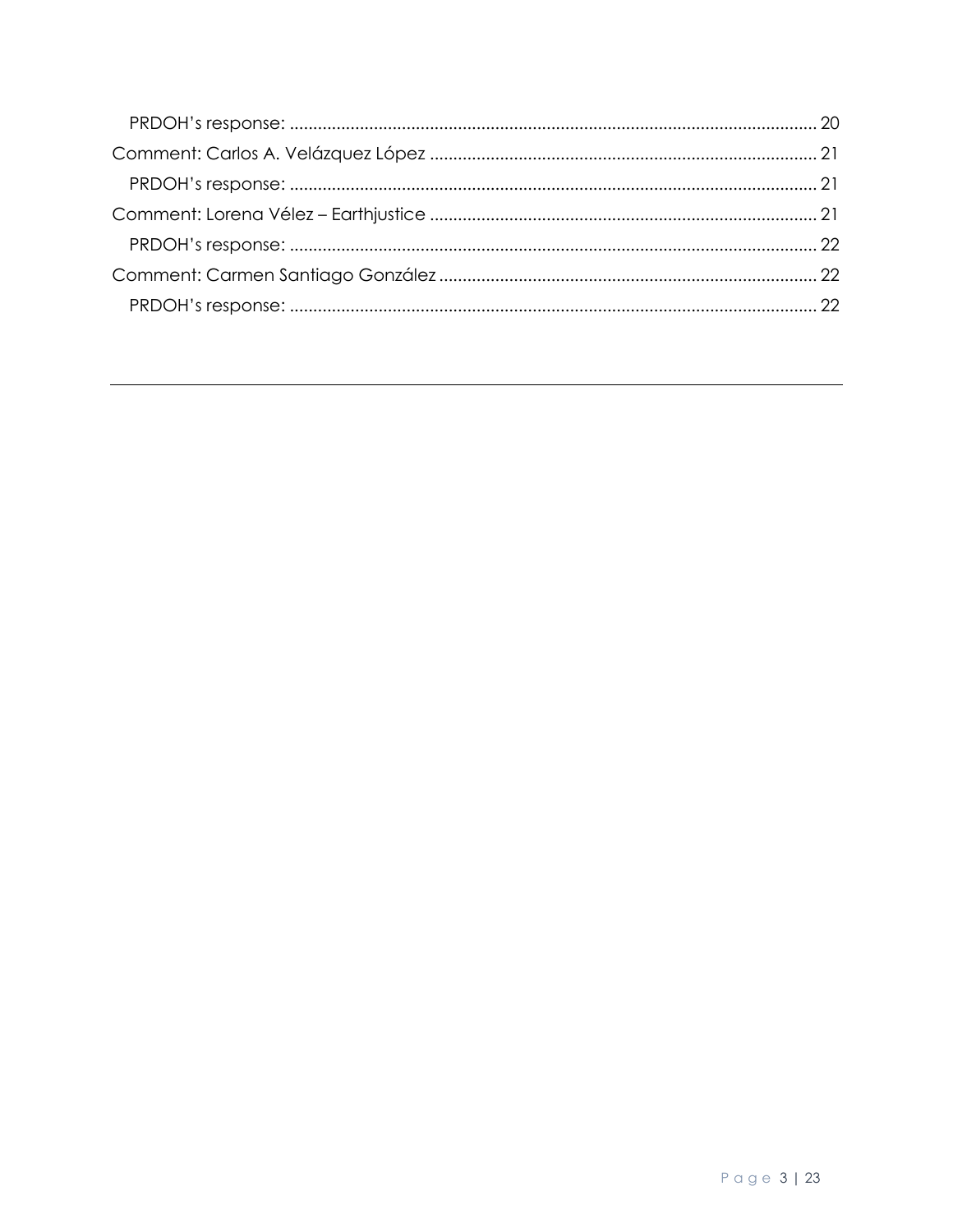PRDOH's response: ..... 20

Comment: Carlos A. Velázquez López ..... 21

PRDOH's response: ..... 21

Comment: Lorena Vélez – Earthjustice ..... 21

PRDOH's response: ..... 22

Comment: Carmen Santiago González ..... 22

PRDOH's response: ..... 22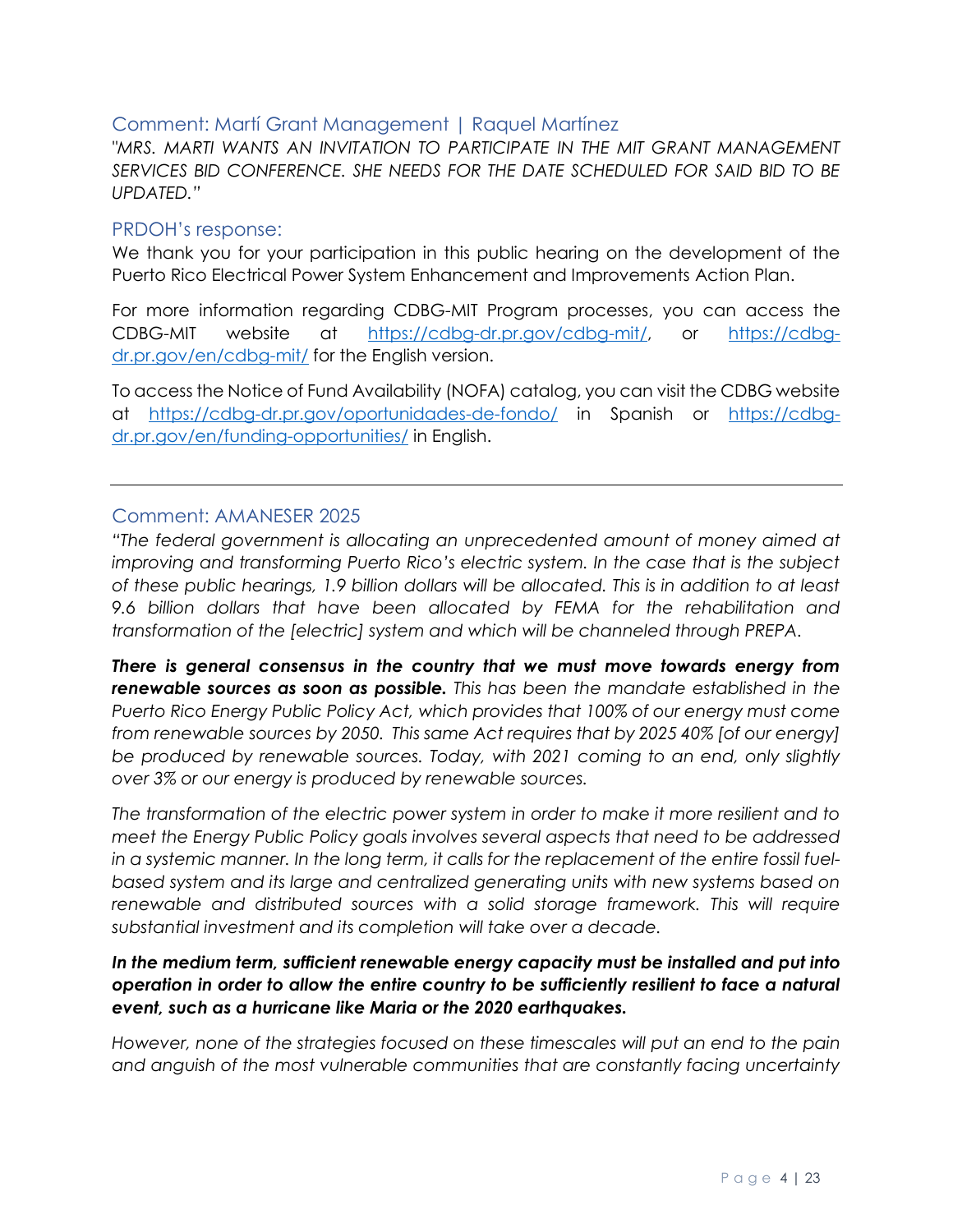### Comment: Martí Grant Management | Raquel Martínez

*"MRS. MARTI WANTS AN INVITATION TO PARTICIPATE IN THE MIT GRANT MANAGEMENT SERVICES BID CONFERENCE. SHE NEEDS FOR THE DATE SCHEDULED FOR SAID BID TO BE UPDATED."*

### PRDOH's response:

We thank you for your participation in this public hearing on the development of the Puerto Rico Electrical Power System Enhancement and Improvements Action Plan.

For more information regarding CDBG-MIT Program processes, you can access the CDBG-MIT website at https://cdbg-dr.pr.gov/cdbg-mit/, or https://cdbg-dr.pr.gov/en/cdbg-mit/ for the English version.

To access the Notice of Fund Availability (NOFA) catalog, you can visit the CDBG website at https://cdbg-dr.pr.gov/oportunidades-de-fondo/ in Spanish or https://cdbg-dr.pr.gov/en/funding-opportunities/ in English.

---

### Comment: AMANESER 2025

*"The federal government is allocating an unprecedented amount of money aimed at improving and transforming Puerto Rico's electric system. In the case that is the subject of these public hearings, 1.9 billion dollars will be allocated. This is in addition to at least 9.6 billion dollars that have been allocated by FEMA for the rehabilitation and transformation of the [electric] system and which will be channeled through PREPA.*

***There is general consensus in the country that we must move towards energy from renewable sources as soon as possible.*** *This has been the mandate established in the Puerto Rico Energy Public Policy Act, which provides that 100% of our energy must come from renewable sources by 2050. This same Act requires that by 2025 40% [of our energy] be produced by renewable sources. Today, with 2021 coming to an end, only slightly over 3% or our energy is produced by renewable sources.*

*The transformation of the electric power system in order to make it more resilient and to meet the Energy Public Policy goals involves several aspects that need to be addressed in a systemic manner. In the long term, it calls for the replacement of the entire fossil fuel-based system and its large and centralized generating units with new systems based on renewable and distributed sources with a solid storage framework. This will require substantial investment and its completion will take over a decade.*

***In the medium term, sufficient renewable energy capacity must be installed and put into operation in order to allow the entire country to be sufficiently resilient to face a natural event, such as a hurricane like Maria or the 2020 earthquakes.***

*However, none of the strategies focused on these timescales will put an end to the pain and anguish of the most vulnerable communities that are constantly facing uncertainty*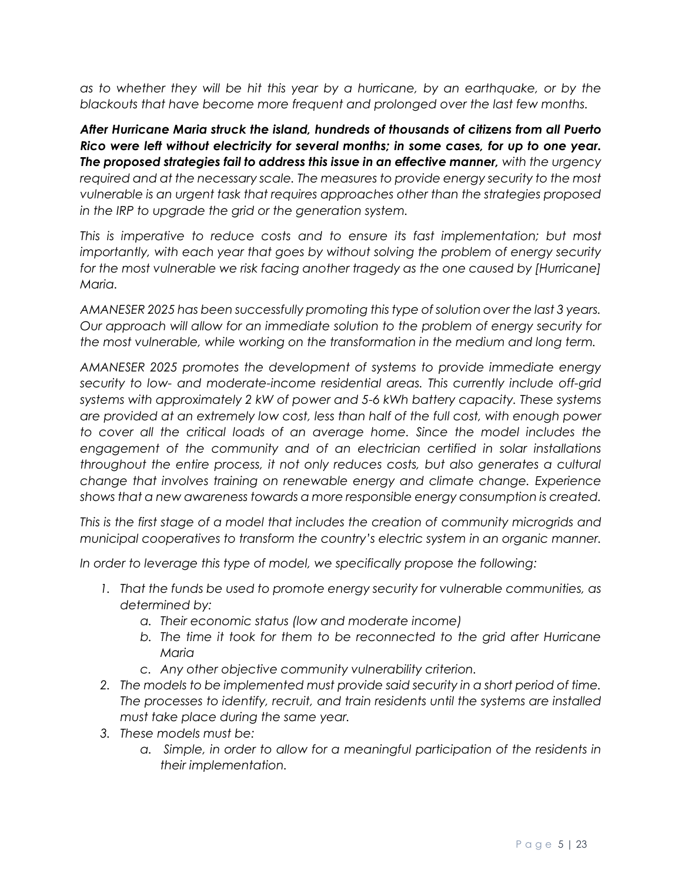*as to whether they will be hit this year by a hurricane, by an earthquake, or by the blackouts that have become more frequent and prolonged over the last few months.*

***After Hurricane Maria struck the island, hundreds of thousands of citizens from all Puerto Rico were left without electricity for several months; in some cases, for up to one year. The proposed strategies fail to address this issue in an effective manner,*** *with the urgency required and at the necessary scale. The measures to provide energy security to the most vulnerable is an urgent task that requires approaches other than the strategies proposed in the IRP to upgrade the grid or the generation system.*

*This is imperative to reduce costs and to ensure its fast implementation; but most importantly, with each year that goes by without solving the problem of energy security for the most vulnerable we risk facing another tragedy as the one caused by [Hurricane] Maria.*

*AMANESER 2025 has been successfully promoting this type of solution over the last 3 years. Our approach will allow for an immediate solution to the problem of energy security for the most vulnerable, while working on the transformation in the medium and long term.*

*AMANESER 2025 promotes the development of systems to provide immediate energy security to low- and moderate-income residential areas. This currently include off-grid systems with approximately 2 kW of power and 5-6 kWh battery capacity. These systems are provided at an extremely low cost, less than half of the full cost, with enough power to cover all the critical loads of an average home. Since the model includes the engagement of the community and of an electrician certified in solar installations throughout the entire process, it not only reduces costs, but also generates a cultural change that involves training on renewable energy and climate change. Experience shows that a new awareness towards a more responsible energy consumption is created.*

*This is the first stage of a model that includes the creation of community microgrids and municipal cooperatives to transform the country's electric system in an organic manner.*

*In order to leverage this type of model, we specifically propose the following:*

1. *That the funds be used to promote energy security for vulnerable communities, as determined by:*
   a. *Their economic status (low and moderate income)*
   b. *The time it took for them to be reconnected to the grid after Hurricane Maria*
   c. *Any other objective community vulnerability criterion.*
2. *The models to be implemented must provide said security in a short period of time. The processes to identify, recruit, and train residents until the systems are installed must take place during the same year.*
3. *These models must be:*
   a. *Simple, in order to allow for a meaningful participation of the residents in their implementation.*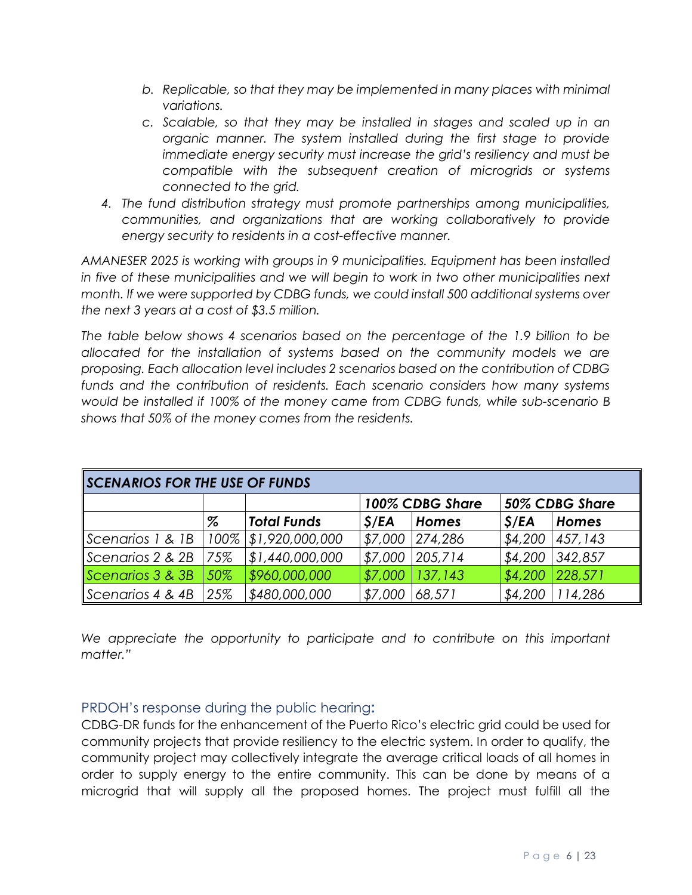*b. Replicable, so that they may be implemented in many places with minimal variations.*

*c. Scalable, so that they may be installed in stages and scaled up in an organic manner. The system installed during the first stage to provide immediate energy security must increase the grid's resiliency and must be compatible with the subsequent creation of microgrids or systems connected to the grid.*

*4. The fund distribution strategy must promote partnerships among municipalities, communities, and organizations that are working collaboratively to provide energy security to residents in a cost-effective manner.*

*AMANESER 2025 is working with groups in 9 municipalities. Equipment has been installed in five of these municipalities and we will begin to work in two other municipalities next month. If we were supported by CDBG funds, we could install 500 additional systems over the next 3 years at a cost of $3.5 million.*

*The table below shows 4 scenarios based on the percentage of the 1.9 billion to be allocated for the installation of systems based on the community models we are proposing. Each allocation level includes 2 scenarios based on the contribution of CDBG funds and the contribution of residents. Each scenario considers how many systems would be installed if 100% of the money came from CDBG funds, while sub-scenario B shows that 50% of the money comes from the residents.*

| ***SCENARIOS FOR THE USE OF FUNDS*** | | | | | | |
|---|---|---|---|---|---|---|
| | | | ***100% CDBG Share*** | | ***50% CDBG Share*** | |
| | ***%*** | ***Total Funds*** | ***$/EA*** | ***Homes*** | ***$/EA*** | ***Homes*** |
| *Scenarios 1 & 1B* | *100%* | *$1,920,000,000* | *$7,000* | *274,286* | *$4,200* | *457,143* |
| *Scenarios 2 & 2B* | *75%* | *$1,440,000,000* | *$7,000* | *205,714* | *$4,200* | *342,857* |
| *Scenarios 3 & 3B* | *50%* | *$960,000,000* | *$7,000* | *137,143* | *$4,200* | *228,571* |
| *Scenarios 4 & 4B* | *25%* | *$480,000,000* | *$7,000* | *68,571* | *$4,200* | *114,286* |

*We appreciate the opportunity to participate and to contribute on this important matter."*

## PRDOH's response during the public hearing:

CDBG-DR funds for the enhancement of the Puerto Rico's electric grid could be used for community projects that provide resiliency to the electric system. In order to qualify, the community project may collectively integrate the average critical loads of all homes in order to supply energy to the entire community. This can be done by means of a microgrid that will supply all the proposed homes. The project must fulfill all the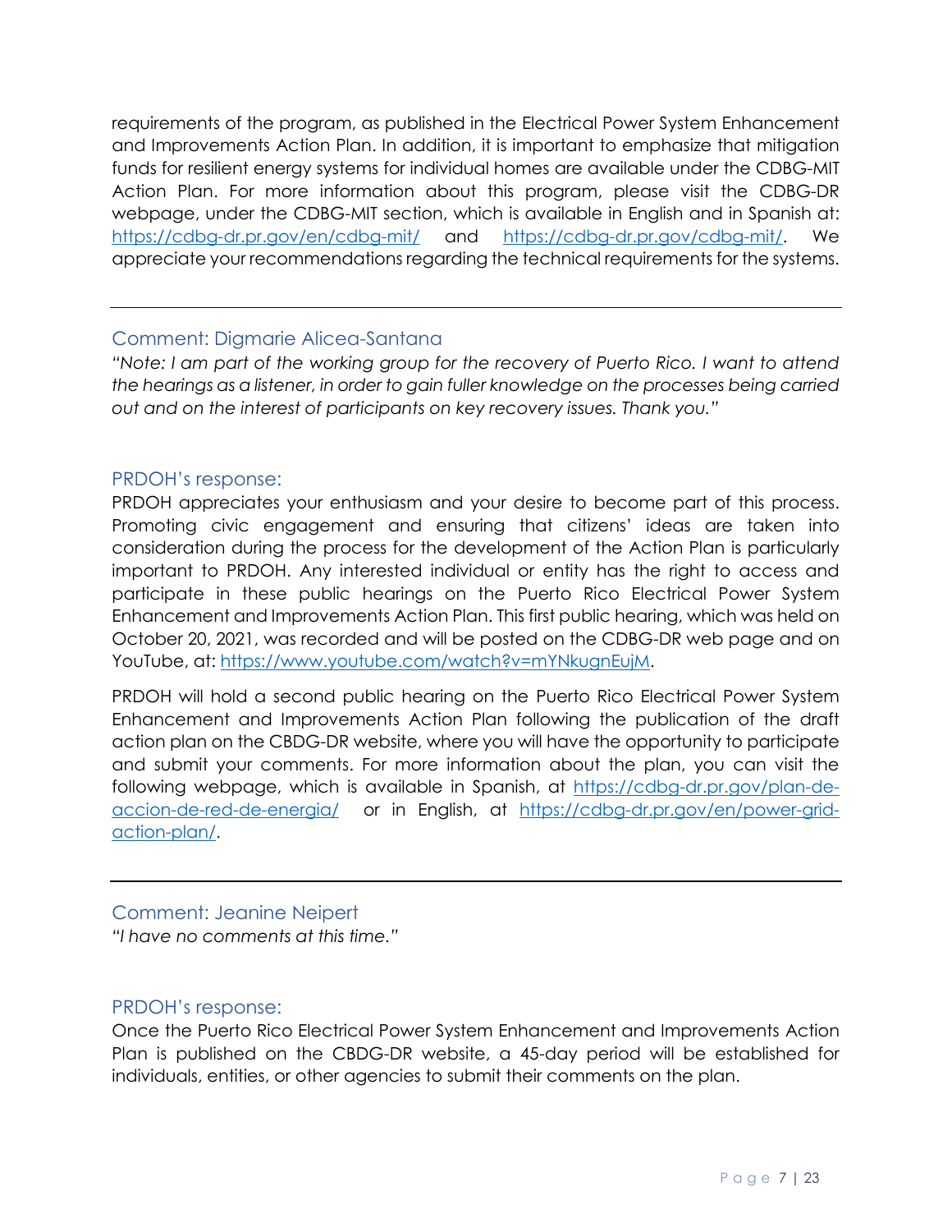requirements of the program, as published in the Electrical Power System Enhancement and Improvements Action Plan. In addition, it is important to emphasize that mitigation funds for resilient energy systems for individual homes are available under the CDBG-MIT Action Plan. For more information about this program, please visit the CDBG-DR webpage, under the CDBG-MIT section, which is available in English and in Spanish at: https://cdbg-dr.pr.gov/en/cdbg-mit/ and https://cdbg-dr.pr.gov/cdbg-mit/. We appreciate your recommendations regarding the technical requirements for the systems.

---

### Comment: Digmarie Alicea-Santana

*"Note: I am part of the working group for the recovery of Puerto Rico. I want to attend the hearings as a listener, in order to gain fuller knowledge on the processes being carried out and on the interest of participants on key recovery issues. Thank you."*

### PRDOH's response:

PRDOH appreciates your enthusiasm and your desire to become part of this process. Promoting civic engagement and ensuring that citizens' ideas are taken into consideration during the process for the development of the Action Plan is particularly important to PRDOH. Any interested individual or entity has the right to access and participate in these public hearings on the Puerto Rico Electrical Power System Enhancement and Improvements Action Plan. This first public hearing, which was held on October 20, 2021, was recorded and will be posted on the CDBG-DR web page and on YouTube, at: https://www.youtube.com/watch?v=mYNkugnEujM.

PRDOH will hold a second public hearing on the Puerto Rico Electrical Power System Enhancement and Improvements Action Plan following the publication of the draft action plan on the CBDG-DR website, where you will have the opportunity to participate and submit your comments. For more information about the plan, you can visit the following webpage, which is available in Spanish, at https://cdbg-dr.pr.gov/plan-de-accion-de-red-de-energia/ or in English, at https://cdbg-dr.pr.gov/en/power-grid-action-plan/.

---

### Comment: Jeanine Neipert

*"I have no comments at this time."*

### PRDOH's response:

Once the Puerto Rico Electrical Power System Enhancement and Improvements Action Plan is published on the CBDG-DR website, a 45-day period will be established for individuals, entities, or other agencies to submit their comments on the plan.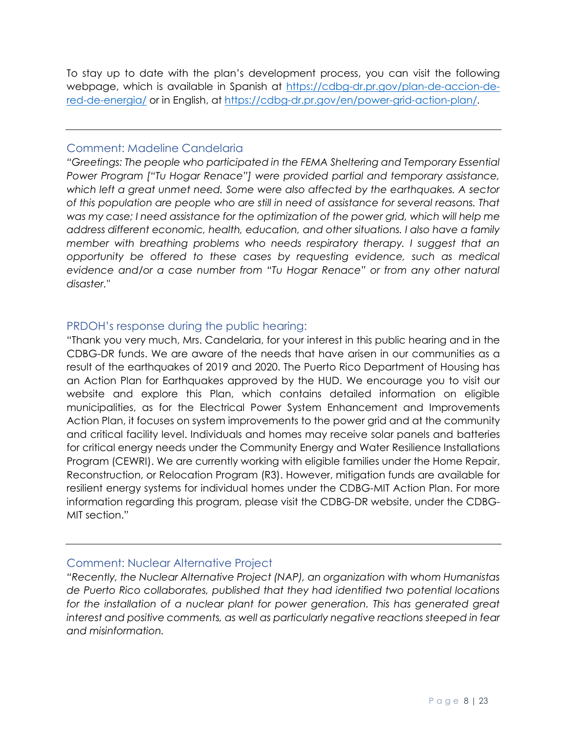To stay up to date with the plan's development process, you can visit the following webpage, which is available in Spanish at [https://cdbg-dr.pr.gov/plan-de-accion-de-red-de-energia/](https://cdbg-dr.pr.gov/plan-de-accion-de-red-de-energia/) or in English, at [https://cdbg-dr.pr.gov/en/power-grid-action-plan/](https://cdbg-dr.pr.gov/en/power-grid-action-plan/).

---

## Comment: Madeline Candelaria

*"Greetings: The people who participated in the FEMA Sheltering and Temporary Essential Power Program ["Tu Hogar Renace"] were provided partial and temporary assistance, which left a great unmet need. Some were also affected by the earthquakes. A sector of this population are people who are still in need of assistance for several reasons. That was my case; I need assistance for the optimization of the power grid, which will help me address different economic, health, education, and other situations. I also have a family member with breathing problems who needs respiratory therapy. I suggest that an opportunity be offered to these cases by requesting evidence, such as medical evidence and/or a case number from "Tu Hogar Renace" or from any other natural disaster."*

## PRDOH's response during the public hearing:

"Thank you very much, Mrs. Candelaria, for your interest in this public hearing and in the CDBG-DR funds. We are aware of the needs that have arisen in our communities as a result of the earthquakes of 2019 and 2020. The Puerto Rico Department of Housing has an Action Plan for Earthquakes approved by the HUD. We encourage you to visit our website and explore this Plan, which contains detailed information on eligible municipalities, as for the Electrical Power System Enhancement and Improvements Action Plan, it focuses on system improvements to the power grid and at the community and critical facility level. Individuals and homes may receive solar panels and batteries for critical energy needs under the Community Energy and Water Resilience Installations Program (CEWRI). We are currently working with eligible families under the Home Repair, Reconstruction, or Relocation Program (R3). However, mitigation funds are available for resilient energy systems for individual homes under the CDBG-MIT Action Plan. For more information regarding this program, please visit the CDBG-DR website, under the CDBG-MIT section."

---

## Comment: Nuclear Alternative Project

*"Recently, the Nuclear Alternative Project (NAP), an organization with whom Humanistas de Puerto Rico collaborates, published that they had identified two potential locations for the installation of a nuclear plant for power generation. This has generated great interest and positive comments, as well as particularly negative reactions steeped in fear and misinformation.*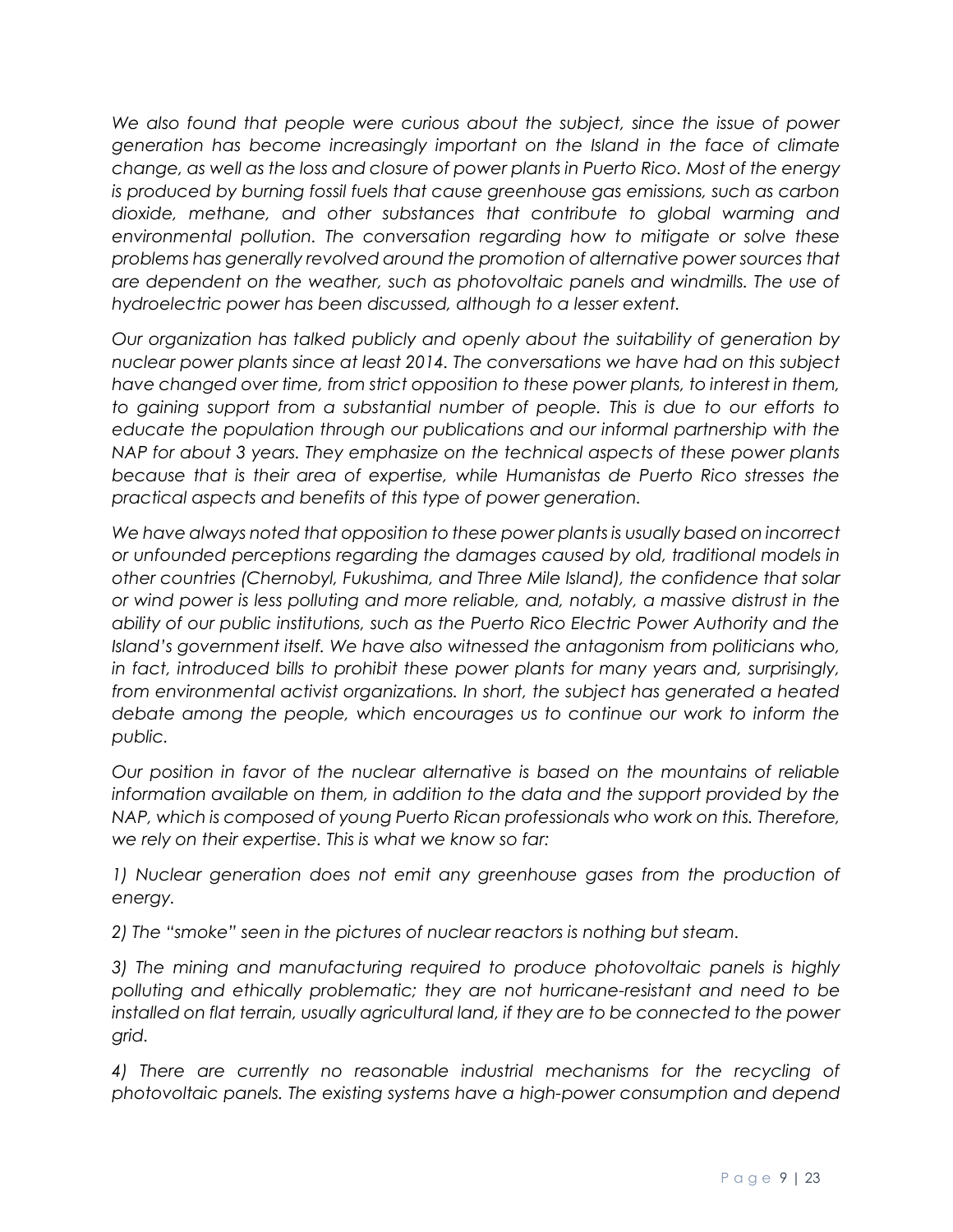*We also found that people were curious about the subject, since the issue of power generation has become increasingly important on the Island in the face of climate change, as well as the loss and closure of power plants in Puerto Rico. Most of the energy is produced by burning fossil fuels that cause greenhouse gas emissions, such as carbon dioxide, methane, and other substances that contribute to global warming and environmental pollution. The conversation regarding how to mitigate or solve these problems has generally revolved around the promotion of alternative power sources that are dependent on the weather, such as photovoltaic panels and windmills. The use of hydroelectric power has been discussed, although to a lesser extent.*

*Our organization has talked publicly and openly about the suitability of generation by nuclear power plants since at least 2014. The conversations we have had on this subject have changed over time, from strict opposition to these power plants, to interest in them, to gaining support from a substantial number of people. This is due to our efforts to educate the population through our publications and our informal partnership with the NAP for about 3 years. They emphasize on the technical aspects of these power plants because that is their area of expertise, while Humanistas de Puerto Rico stresses the practical aspects and benefits of this type of power generation.*

*We have always noted that opposition to these power plants is usually based on incorrect or unfounded perceptions regarding the damages caused by old, traditional models in other countries (Chernobyl, Fukushima, and Three Mile Island), the confidence that solar or wind power is less polluting and more reliable, and, notably, a massive distrust in the ability of our public institutions, such as the Puerto Rico Electric Power Authority and the Island's government itself. We have also witnessed the antagonism from politicians who, in fact, introduced bills to prohibit these power plants for many years and, surprisingly, from environmental activist organizations. In short, the subject has generated a heated debate among the people, which encourages us to continue our work to inform the public.*

*Our position in favor of the nuclear alternative is based on the mountains of reliable information available on them, in addition to the data and the support provided by the NAP, which is composed of young Puerto Rican professionals who work on this. Therefore, we rely on their expertise. This is what we know so far:*

*1) Nuclear generation does not emit any greenhouse gases from the production of energy.*

*2) The "smoke" seen in the pictures of nuclear reactors is nothing but steam.*

*3) The mining and manufacturing required to produce photovoltaic panels is highly polluting and ethically problematic; they are not hurricane-resistant and need to be installed on flat terrain, usually agricultural land, if they are to be connected to the power grid.*

*4) There are currently no reasonable industrial mechanisms for the recycling of photovoltaic panels. The existing systems have a high-power consumption and depend*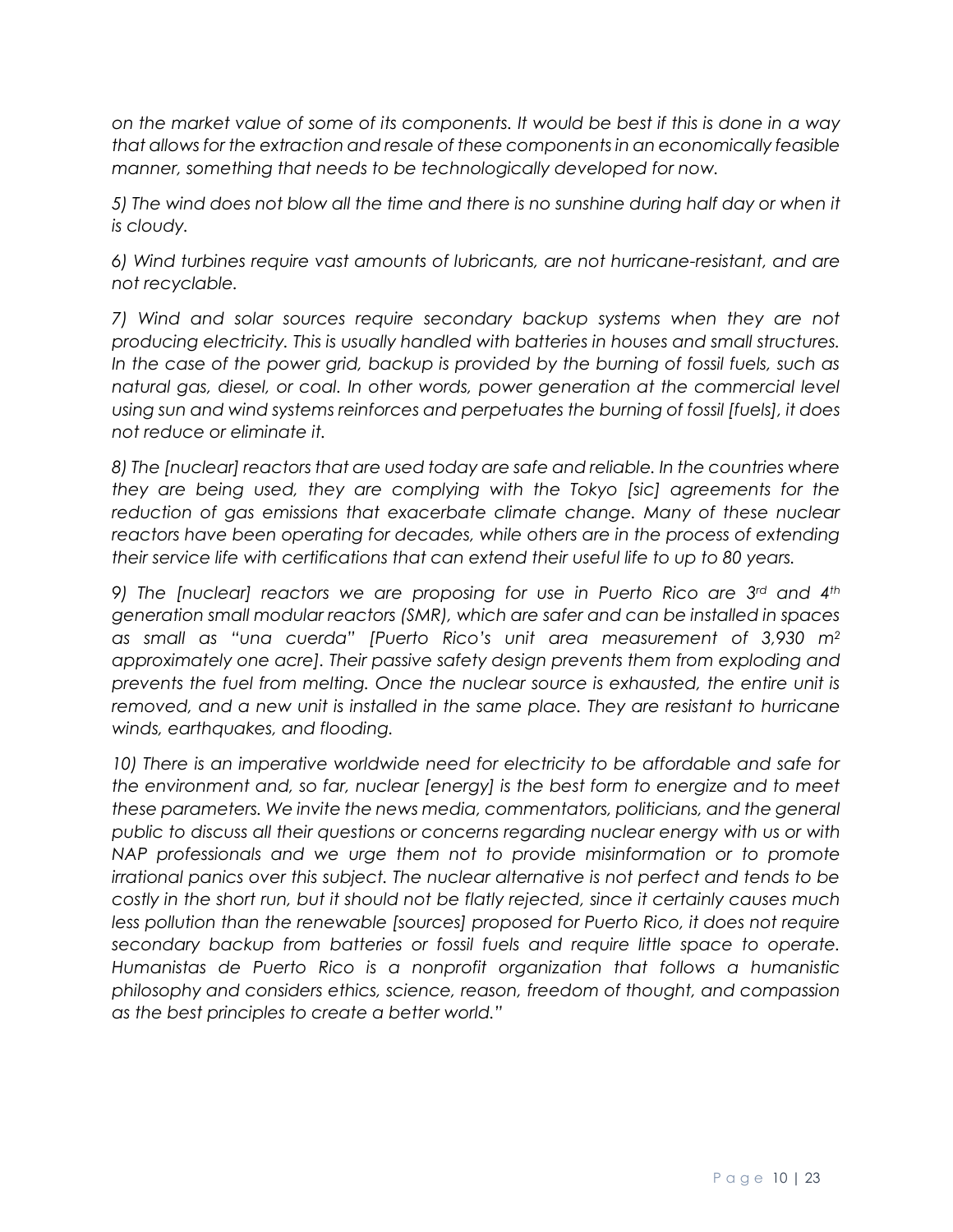*on the market value of some of its components. It would be best if this is done in a way that allows for the extraction and resale of these components in an economically feasible manner, something that needs to be technologically developed for now.*

*5) The wind does not blow all the time and there is no sunshine during half day or when it is cloudy.*

*6) Wind turbines require vast amounts of lubricants, are not hurricane-resistant, and are not recyclable.*

*7) Wind and solar sources require secondary backup systems when they are not producing electricity. This is usually handled with batteries in houses and small structures. In the case of the power grid, backup is provided by the burning of fossil fuels, such as natural gas, diesel, or coal. In other words, power generation at the commercial level using sun and wind systems reinforces and perpetuates the burning of fossil [fuels], it does not reduce or eliminate it.*

*8) The [nuclear] reactors that are used today are safe and reliable. In the countries where they are being used, they are complying with the Tokyo [sic] agreements for the reduction of gas emissions that exacerbate climate change. Many of these nuclear reactors have been operating for decades, while others are in the process of extending their service life with certifications that can extend their useful life to up to 80 years.*

*9) The [nuclear] reactors we are proposing for use in Puerto Rico are 3rd and 4th generation small modular reactors (SMR), which are safer and can be installed in spaces as small as "una cuerda" [Puerto Rico's unit area measurement of 3,930 $m^2$ approximately one acre]. Their passive safety design prevents them from exploding and prevents the fuel from melting. Once the nuclear source is exhausted, the entire unit is removed, and a new unit is installed in the same place. They are resistant to hurricane winds, earthquakes, and flooding.*

*10) There is an imperative worldwide need for electricity to be affordable and safe for the environment and, so far, nuclear [energy] is the best form to energize and to meet these parameters. We invite the news media, commentators, politicians, and the general public to discuss all their questions or concerns regarding nuclear energy with us or with NAP professionals and we urge them not to provide misinformation or to promote irrational panics over this subject. The nuclear alternative is not perfect and tends to be costly in the short run, but it should not be flatly rejected, since it certainly causes much less pollution than the renewable [sources] proposed for Puerto Rico, it does not require secondary backup from batteries or fossil fuels and require little space to operate. Humanistas de Puerto Rico is a nonprofit organization that follows a humanistic philosophy and considers ethics, science, reason, freedom of thought, and compassion as the best principles to create a better world."*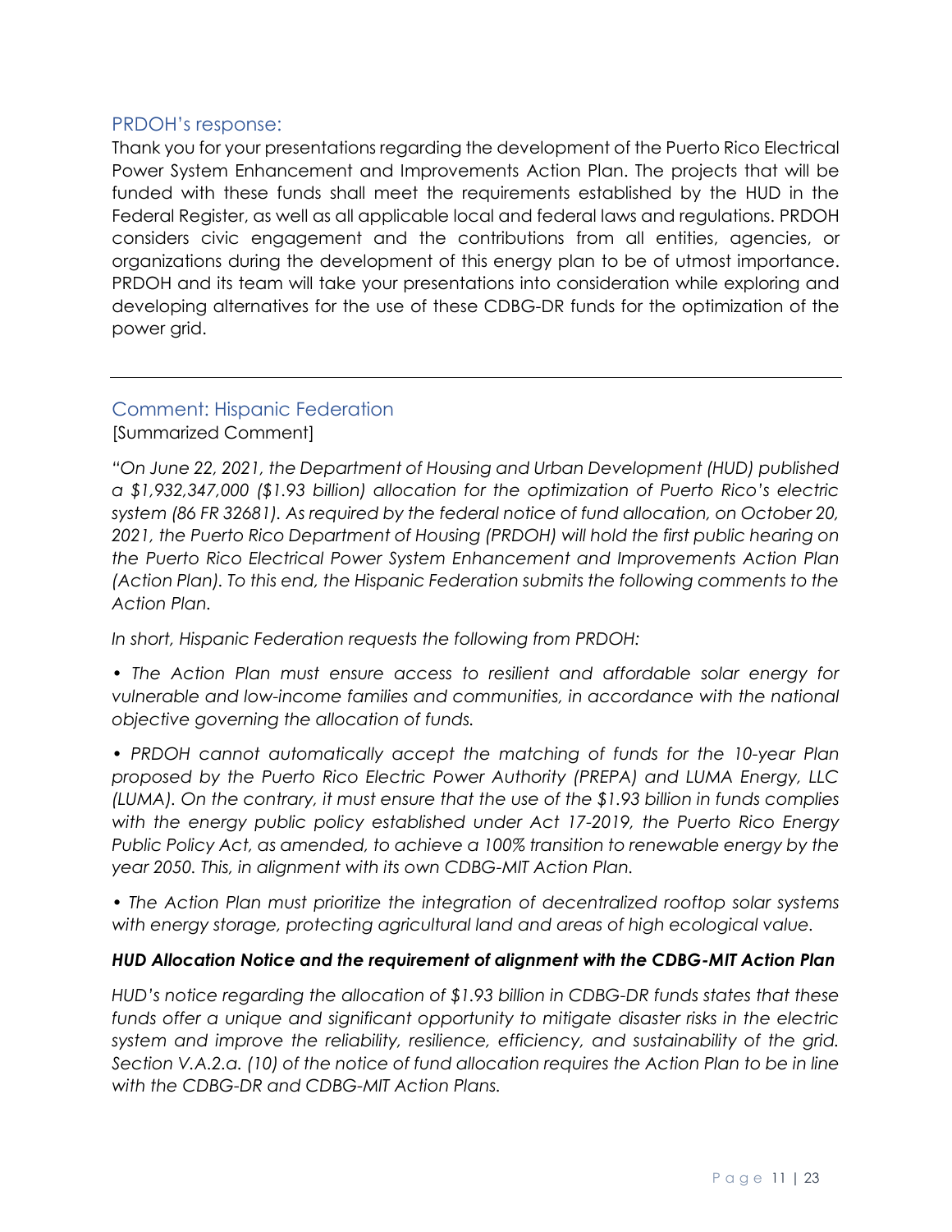## PRDOH's response:

Thank you for your presentations regarding the development of the Puerto Rico Electrical Power System Enhancement and Improvements Action Plan. The projects that will be funded with these funds shall meet the requirements established by the HUD in the Federal Register, as well as all applicable local and federal laws and regulations. PRDOH considers civic engagement and the contributions from all entities, agencies, or organizations during the development of this energy plan to be of utmost importance. PRDOH and its team will take your presentations into consideration while exploring and developing alternatives for the use of these CDBG-DR funds for the optimization of the power grid.

---

## Comment: Hispanic Federation

[Summarized Comment]

*"On June 22, 2021, the Department of Housing and Urban Development (HUD) published a $1,932,347,000 ($1.93 billion) allocation for the optimization of Puerto Rico's electric system (86 FR 32681). As required by the federal notice of fund allocation, on October 20, 2021, the Puerto Rico Department of Housing (PRDOH) will hold the first public hearing on the Puerto Rico Electrical Power System Enhancement and Improvements Action Plan (Action Plan). To this end, the Hispanic Federation submits the following comments to the Action Plan.*

*In short, Hispanic Federation requests the following from PRDOH:*

- *The Action Plan must ensure access to resilient and affordable solar energy for vulnerable and low-income families and communities, in accordance with the national objective governing the allocation of funds.*
- *PRDOH cannot automatically accept the matching of funds for the 10-year Plan proposed by the Puerto Rico Electric Power Authority (PREPA) and LUMA Energy, LLC (LUMA). On the contrary, it must ensure that the use of the $1.93 billion in funds complies with the energy public policy established under Act 17-2019, the Puerto Rico Energy Public Policy Act, as amended, to achieve a 100% transition to renewable energy by the year 2050. This, in alignment with its own CDBG-MIT Action Plan.*
- *The Action Plan must prioritize the integration of decentralized rooftop solar systems with energy storage, protecting agricultural land and areas of high ecological value.*

***HUD Allocation Notice and the requirement of alignment with the CDBG-MIT Action Plan***

*HUD's notice regarding the allocation of $1.93 billion in CDBG-DR funds states that these funds offer a unique and significant opportunity to mitigate disaster risks in the electric system and improve the reliability, resilience, efficiency, and sustainability of the grid. Section V.A.2.a. (10) of the notice of fund allocation requires the Action Plan to be in line with the CDBG-DR and CDBG-MIT Action Plans.*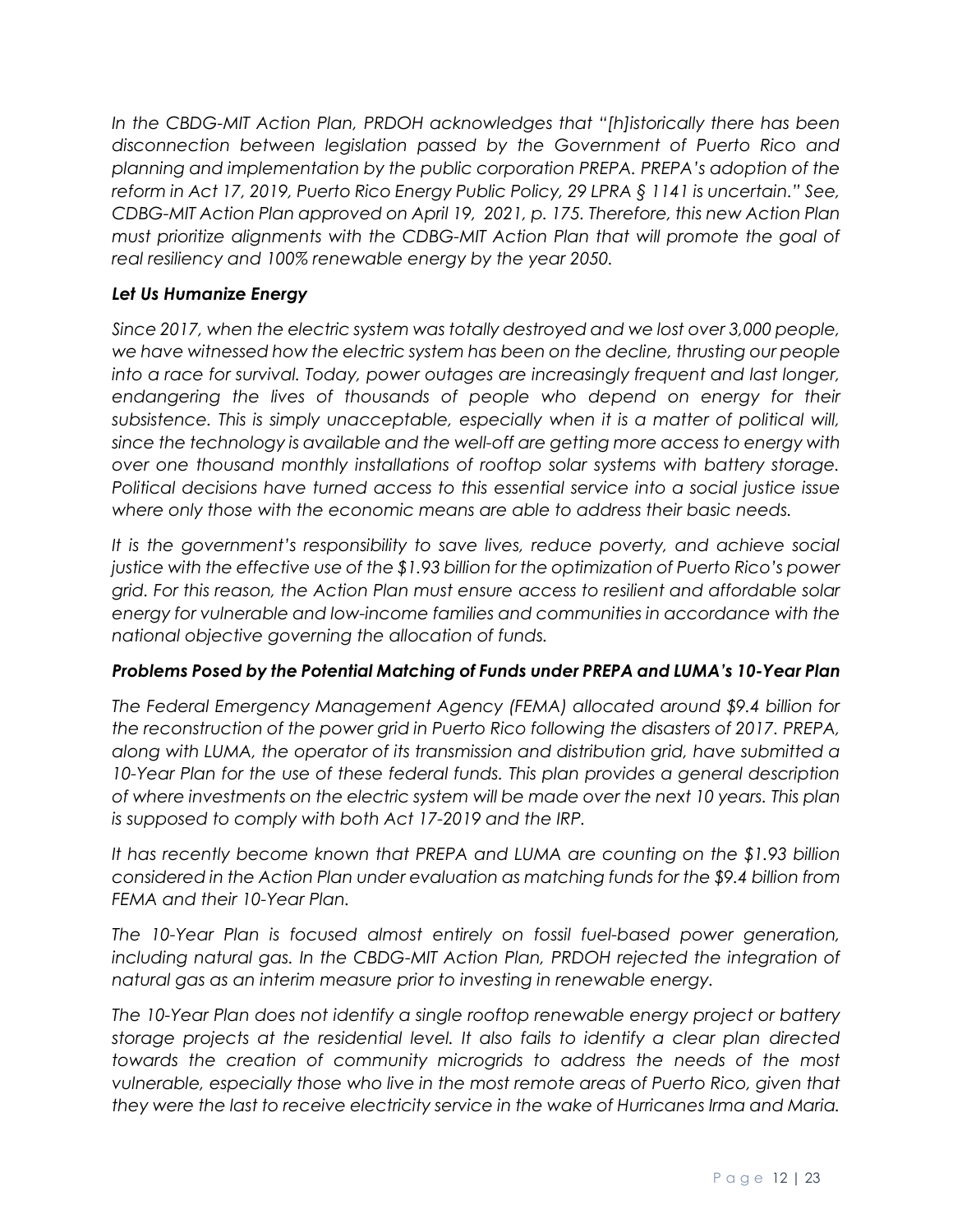*In the CBDG-MIT Action Plan, PRDOH acknowledges that "[h]istorically there has been disconnection between legislation passed by the Government of Puerto Rico and planning and implementation by the public corporation PREPA. PREPA's adoption of the reform in Act 17, 2019, Puerto Rico Energy Public Policy, 29 LPRA § 1141 is uncertain." See, CDBG-MIT Action Plan approved on April 19, 2021, p. 175. Therefore, this new Action Plan must prioritize alignments with the CDBG-MIT Action Plan that will promote the goal of real resiliency and 100% renewable energy by the year 2050.*

***Let Us Humanize Energy***

*Since 2017, when the electric system was totally destroyed and we lost over 3,000 people, we have witnessed how the electric system has been on the decline, thrusting our people into a race for survival. Today, power outages are increasingly frequent and last longer, endangering the lives of thousands of people who depend on energy for their subsistence. This is simply unacceptable, especially when it is a matter of political will, since the technology is available and the well-off are getting more access to energy with over one thousand monthly installations of rooftop solar systems with battery storage. Political decisions have turned access to this essential service into a social justice issue where only those with the economic means are able to address their basic needs.*

*It is the government's responsibility to save lives, reduce poverty, and achieve social justice with the effective use of the $1.93 billion for the optimization of Puerto Rico's power grid. For this reason, the Action Plan must ensure access to resilient and affordable solar energy for vulnerable and low-income families and communities in accordance with the national objective governing the allocation of funds.*

***Problems Posed by the Potential Matching of Funds under PREPA and LUMA's 10-Year Plan***

*The Federal Emergency Management Agency (FEMA) allocated around $9.4 billion for the reconstruction of the power grid in Puerto Rico following the disasters of 2017. PREPA, along with LUMA, the operator of its transmission and distribution grid, have submitted a 10-Year Plan for the use of these federal funds. This plan provides a general description of where investments on the electric system will be made over the next 10 years. This plan is supposed to comply with both Act 17-2019 and the IRP.*

*It has recently become known that PREPA and LUMA are counting on the $1.93 billion considered in the Action Plan under evaluation as matching funds for the $9.4 billion from FEMA and their 10-Year Plan.*

*The 10-Year Plan is focused almost entirely on fossil fuel-based power generation, including natural gas. In the CBDG-MIT Action Plan, PRDOH rejected the integration of natural gas as an interim measure prior to investing in renewable energy.*

*The 10-Year Plan does not identify a single rooftop renewable energy project or battery storage projects at the residential level. It also fails to identify a clear plan directed towards the creation of community microgrids to address the needs of the most vulnerable, especially those who live in the most remote areas of Puerto Rico, given that they were the last to receive electricity service in the wake of Hurricanes Irma and Maria.*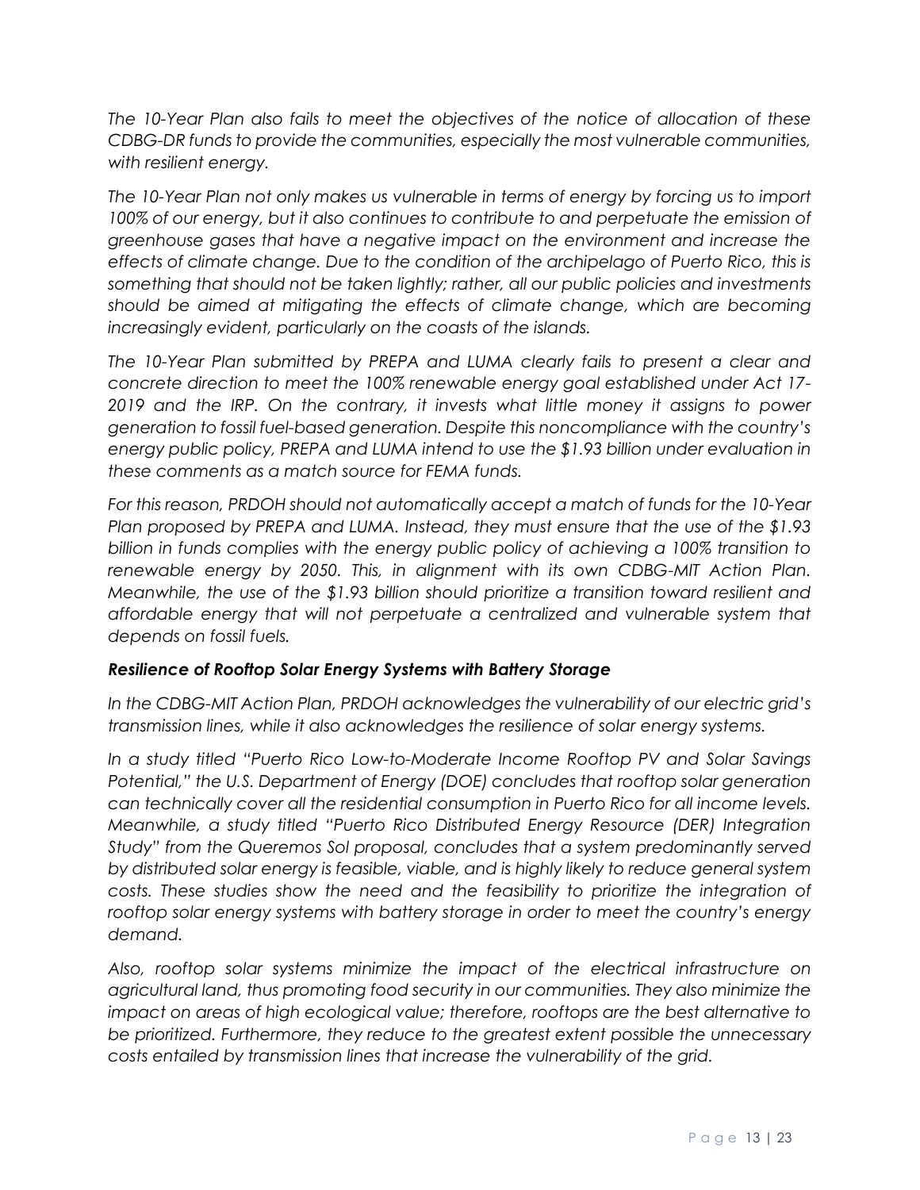*The 10-Year Plan also fails to meet the objectives of the notice of allocation of these CDBG-DR funds to provide the communities, especially the most vulnerable communities, with resilient energy.*

*The 10-Year Plan not only makes us vulnerable in terms of energy by forcing us to import 100% of our energy, but it also continues to contribute to and perpetuate the emission of greenhouse gases that have a negative impact on the environment and increase the effects of climate change. Due to the condition of the archipelago of Puerto Rico, this is something that should not be taken lightly; rather, all our public policies and investments should be aimed at mitigating the effects of climate change, which are becoming increasingly evident, particularly on the coasts of the islands.*

*The 10-Year Plan submitted by PREPA and LUMA clearly fails to present a clear and concrete direction to meet the 100% renewable energy goal established under Act 17-2019 and the IRP. On the contrary, it invests what little money it assigns to power generation to fossil fuel-based generation. Despite this noncompliance with the country's energy public policy, PREPA and LUMA intend to use the $1.93 billion under evaluation in these comments as a match source for FEMA funds.*

*For this reason, PRDOH should not automatically accept a match of funds for the 10-Year Plan proposed by PREPA and LUMA. Instead, they must ensure that the use of the $1.93 billion in funds complies with the energy public policy of achieving a 100% transition to renewable energy by 2050. This, in alignment with its own CDBG-MIT Action Plan. Meanwhile, the use of the $1.93 billion should prioritize a transition toward resilient and affordable energy that will not perpetuate a centralized and vulnerable system that depends on fossil fuels.*

***Resilience of Rooftop Solar Energy Systems with Battery Storage***

*In the CDBG-MIT Action Plan, PRDOH acknowledges the vulnerability of our electric grid's transmission lines, while it also acknowledges the resilience of solar energy systems.*

*In a study titled "Puerto Rico Low-to-Moderate Income Rooftop PV and Solar Savings Potential," the U.S. Department of Energy (DOE) concludes that rooftop solar generation can technically cover all the residential consumption in Puerto Rico for all income levels. Meanwhile, a study titled "Puerto Rico Distributed Energy Resource (DER) Integration Study" from the Queremos Sol proposal, concludes that a system predominantly served by distributed solar energy is feasible, viable, and is highly likely to reduce general system costs. These studies show the need and the feasibility to prioritize the integration of rooftop solar energy systems with battery storage in order to meet the country's energy demand.*

*Also, rooftop solar systems minimize the impact of the electrical infrastructure on agricultural land, thus promoting food security in our communities. They also minimize the impact on areas of high ecological value; therefore, rooftops are the best alternative to be prioritized. Furthermore, they reduce to the greatest extent possible the unnecessary costs entailed by transmission lines that increase the vulnerability of the grid.*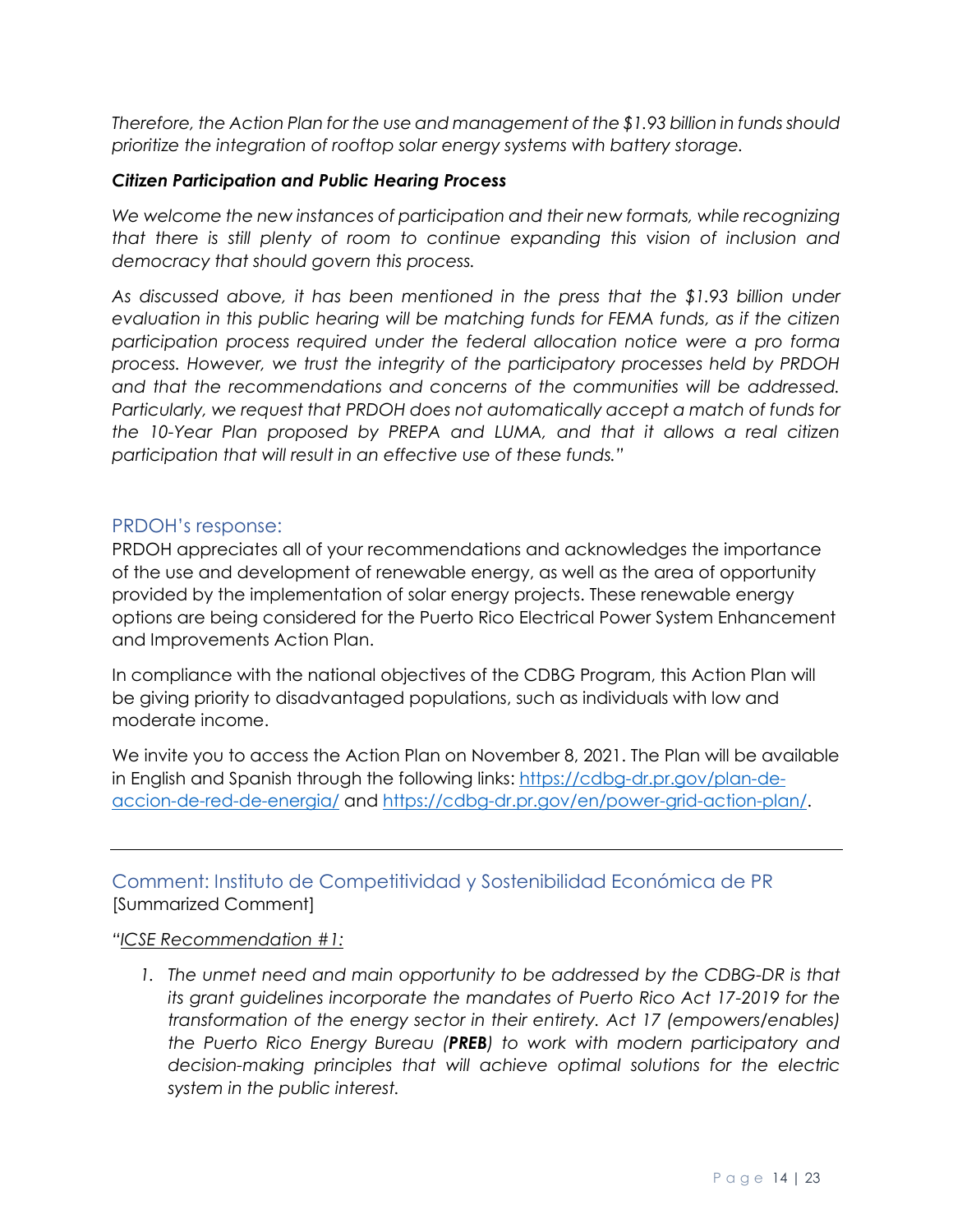*Therefore, the Action Plan for the use and management of the $1.93 billion in funds should prioritize the integration of rooftop solar energy systems with battery storage.*

***Citizen Participation and Public Hearing Process***

*We welcome the new instances of participation and their new formats, while recognizing that there is still plenty of room to continue expanding this vision of inclusion and democracy that should govern this process.*

*As discussed above, it has been mentioned in the press that the $1.93 billion under evaluation in this public hearing will be matching funds for FEMA funds, as if the citizen participation process required under the federal allocation notice were a pro forma process. However, we trust the integrity of the participatory processes held by PRDOH and that the recommendations and concerns of the communities will be addressed. Particularly, we request that PRDOH does not automatically accept a match of funds for the 10-Year Plan proposed by PREPA and LUMA, and that it allows a real citizen participation that will result in an effective use of these funds."*

## PRDOH's response:

PRDOH appreciates all of your recommendations and acknowledges the importance of the use and development of renewable energy, as well as the area of opportunity provided by the implementation of solar energy projects. These renewable energy options are being considered for the Puerto Rico Electrical Power System Enhancement and Improvements Action Plan.

In compliance with the national objectives of the CDBG Program, this Action Plan will be giving priority to disadvantaged populations, such as individuals with low and moderate income.

We invite you to access the Action Plan on November 8, 2021. The Plan will be available in English and Spanish through the following links: https://cdbg-dr.pr.gov/plan-de-accion-de-red-de-energia/ and https://cdbg-dr.pr.gov/en/power-grid-action-plan/.

---

## Comment: Instituto de Competitividad y Sostenibilidad Económica de PR

[Summarized Comment]

*"ICSE Recommendation #1:*

1. *The unmet need and main opportunity to be addressed by the CDBG-DR is that its grant guidelines incorporate the mandates of Puerto Rico Act 17-2019 for the transformation of the energy sector in their entirety. Act 17 (empowers/enables) the Puerto Rico Energy Bureau (**PREB**) to work with modern participatory and decision-making principles that will achieve optimal solutions for the electric system in the public interest.*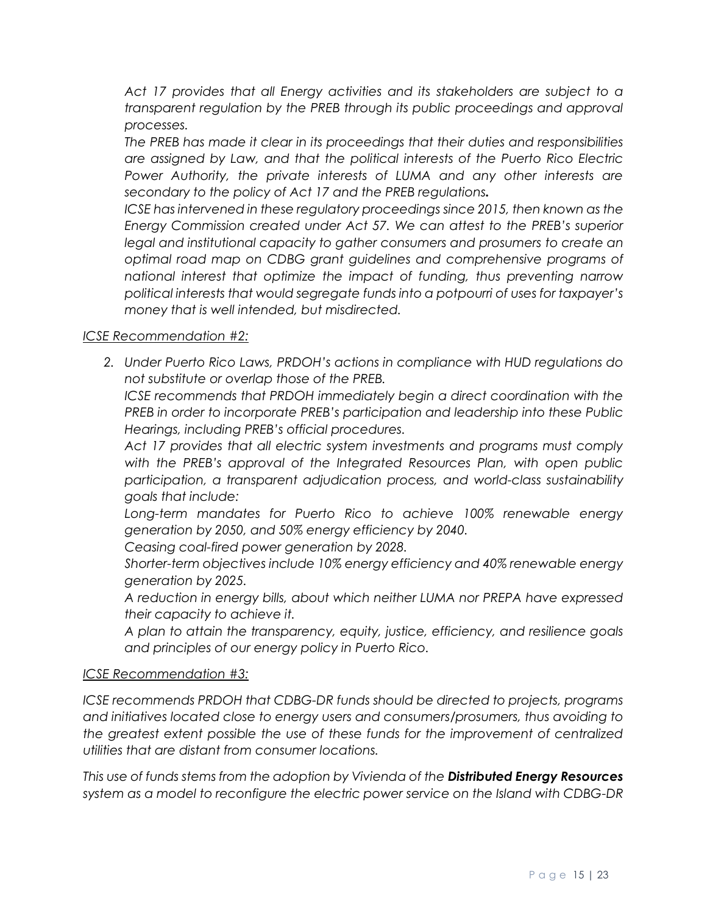*Act 17 provides that all Energy activities and its stakeholders are subject to a transparent regulation by the PREB through its public proceedings and approval processes.*

*The PREB has made it clear in its proceedings that their duties and responsibilities are assigned by Law, and that the political interests of the Puerto Rico Electric Power Authority, the private interests of LUMA and any other interests are secondary to the policy of Act 17 and the PREB regulations.*

*ICSE has intervened in these regulatory proceedings since 2015, then known as the Energy Commission created under Act 57. We can attest to the PREB's superior legal and institutional capacity to gather consumers and prosumers to create an optimal road map on CDBG grant guidelines and comprehensive programs of national interest that optimize the impact of funding, thus preventing narrow political interests that would segregate funds into a potpourri of uses for taxpayer's money that is well intended, but misdirected.*

*ICSE Recommendation #2:*

2. *Under Puerto Rico Laws, PRDOH's actions in compliance with HUD regulations do not substitute or overlap those of the PREB.*

   *ICSE recommends that PRDOH immediately begin a direct coordination with the PREB in order to incorporate PREB's participation and leadership into these Public Hearings, including PREB's official procedures.*

   *Act 17 provides that all electric system investments and programs must comply with the PREB's approval of the Integrated Resources Plan, with open public participation, a transparent adjudication process, and world-class sustainability goals that include:*

   *Long-term mandates for Puerto Rico to achieve 100% renewable energy generation by 2050, and 50% energy efficiency by 2040.*

   *Ceasing coal-fired power generation by 2028.*

   *Shorter-term objectives include 10% energy efficiency and 40% renewable energy generation by 2025.*

   *A reduction in energy bills, about which neither LUMA nor PREPA have expressed their capacity to achieve it.*

   *A plan to attain the transparency, equity, justice, efficiency, and resilience goals and principles of our energy policy in Puerto Rico.*

*ICSE Recommendation #3:*

*ICSE recommends PRDOH that CDBG-DR funds should be directed to projects, programs and initiatives located close to energy users and consumers/prosumers, thus avoiding to the greatest extent possible the use of these funds for the improvement of centralized utilities that are distant from consumer locations.*

*This use of funds stems from the adoption by Vivienda of the* ***Distributed Energy Resources*** *system as a model to reconfigure the electric power service on the Island with CDBG-DR*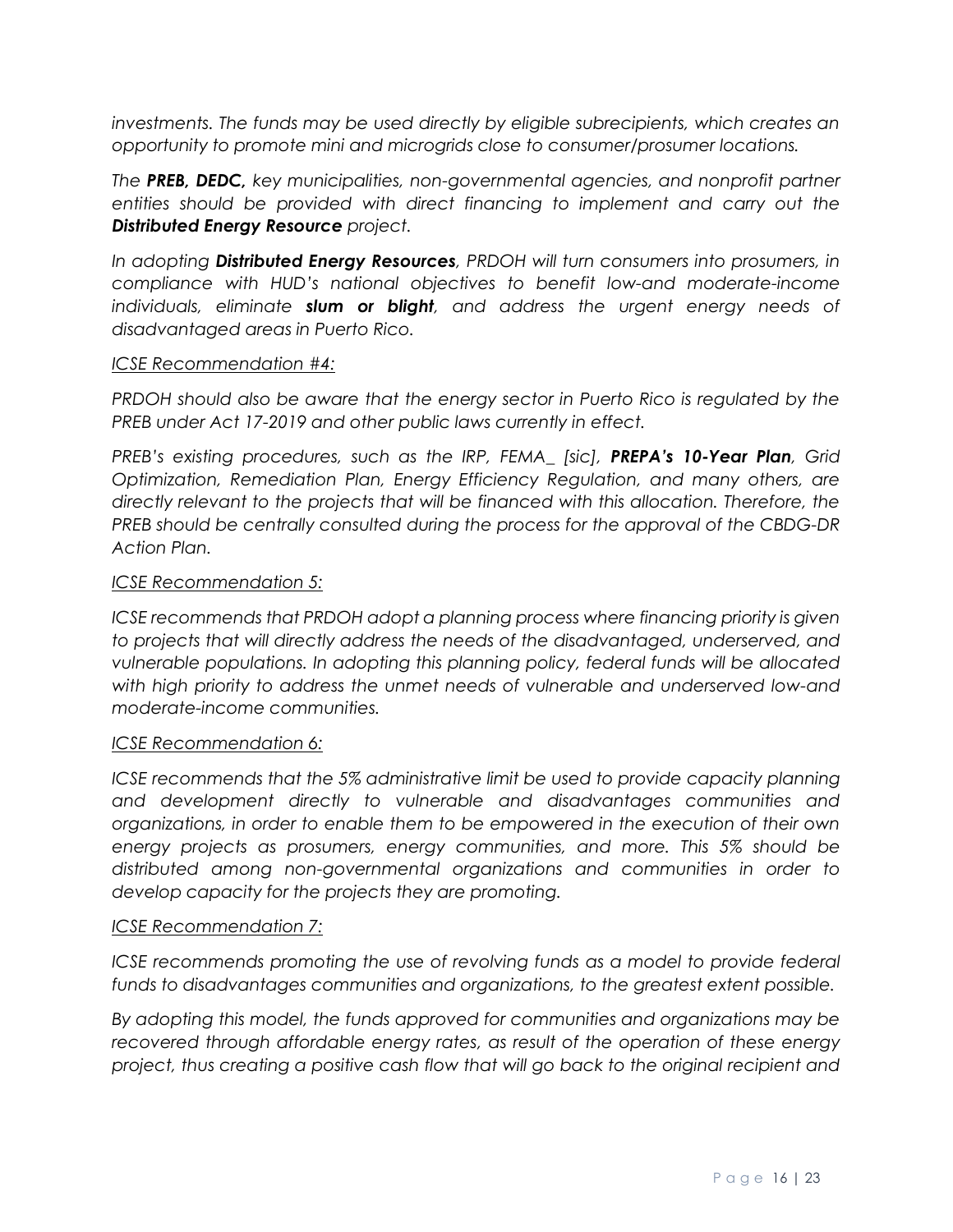*investments. The funds may be used directly by eligible subrecipients, which creates an opportunity to promote mini and microgrids close to consumer/prosumer locations.*

*The **PREB, DEDC,** key municipalities, non-governmental agencies, and nonprofit partner entities should be provided with direct financing to implement and carry out the **Distributed Energy Resource** project.*

*In adopting **Distributed Energy Resources**, PRDOH will turn consumers into prosumers, in compliance with HUD's national objectives to benefit low-and moderate-income individuals, eliminate **slum or blight**, and address the urgent energy needs of disadvantaged areas in Puerto Rico.*

*ICSE Recommendation #4:*

*PRDOH should also be aware that the energy sector in Puerto Rico is regulated by the PREB under Act 17-2019 and other public laws currently in effect.*

*PREB's existing procedures, such as the IRP, FEMA_ [sic], **PREPA's 10-Year Plan**, Grid Optimization, Remediation Plan, Energy Efficiency Regulation, and many others, are directly relevant to the projects that will be financed with this allocation. Therefore, the PREB should be centrally consulted during the process for the approval of the CBDG-DR Action Plan.*

*ICSE Recommendation 5:*

*ICSE recommends that PRDOH adopt a planning process where financing priority is given to projects that will directly address the needs of the disadvantaged, underserved, and vulnerable populations. In adopting this planning policy, federal funds will be allocated with high priority to address the unmet needs of vulnerable and underserved low-and moderate-income communities.*

*ICSE Recommendation 6:*

*ICSE recommends that the 5% administrative limit be used to provide capacity planning and development directly to vulnerable and disadvantages communities and organizations, in order to enable them to be empowered in the execution of their own energy projects as prosumers, energy communities, and more. This 5% should be distributed among non-governmental organizations and communities in order to develop capacity for the projects they are promoting.*

*ICSE Recommendation 7:*

*ICSE recommends promoting the use of revolving funds as a model to provide federal funds to disadvantages communities and organizations, to the greatest extent possible.*

*By adopting this model, the funds approved for communities and organizations may be recovered through affordable energy rates, as result of the operation of these energy project, thus creating a positive cash flow that will go back to the original recipient and*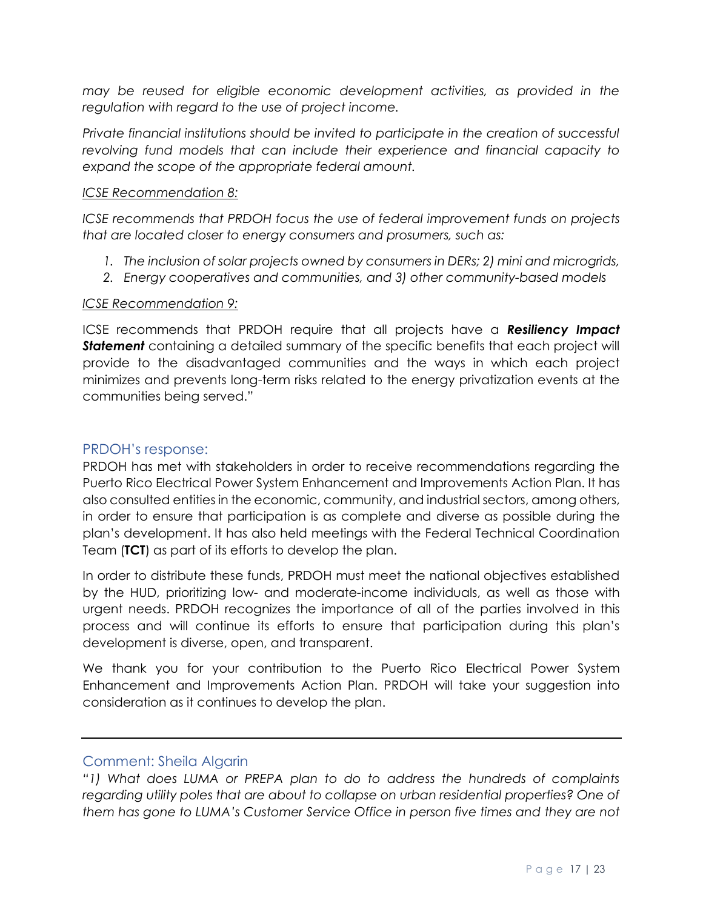*may be reused for eligible economic development activities, as provided in the regulation with regard to the use of project income.*

*Private financial institutions should be invited to participate in the creation of successful revolving fund models that can include their experience and financial capacity to expand the scope of the appropriate federal amount.*

*ICSE Recommendation 8:*

*ICSE recommends that PRDOH focus the use of federal improvement funds on projects that are located closer to energy consumers and prosumers, such as:*

1. *The inclusion of solar projects owned by consumers in DERs; 2) mini and microgrids,*
2. *Energy cooperatives and communities, and 3) other community-based models*

*ICSE Recommendation 9:*

ICSE recommends that PRDOH require that all projects have a ***Resiliency Impact Statement*** containing a detailed summary of the specific benefits that each project will provide to the disadvantaged communities and the ways in which each project minimizes and prevents long-term risks related to the energy privatization events at the communities being served."

## PRDOH's response:

PRDOH has met with stakeholders in order to receive recommendations regarding the Puerto Rico Electrical Power System Enhancement and Improvements Action Plan. It has also consulted entities in the economic, community, and industrial sectors, among others, in order to ensure that participation is as complete and diverse as possible during the plan's development. It has also held meetings with the Federal Technical Coordination Team (**TCT**) as part of its efforts to develop the plan.

In order to distribute these funds, PRDOH must meet the national objectives established by the HUD, prioritizing low- and moderate-income individuals, as well as those with urgent needs. PRDOH recognizes the importance of all of the parties involved in this process and will continue its efforts to ensure that participation during this plan's development is diverse, open, and transparent.

We thank you for your contribution to the Puerto Rico Electrical Power System Enhancement and Improvements Action Plan. PRDOH will take your suggestion into consideration as it continues to develop the plan.

---

## Comment: Sheila Algarin

*"1) What does LUMA or PREPA plan to do to address the hundreds of complaints regarding utility poles that are about to collapse on urban residential properties? One of them has gone to LUMA's Customer Service Office in person five times and they are not*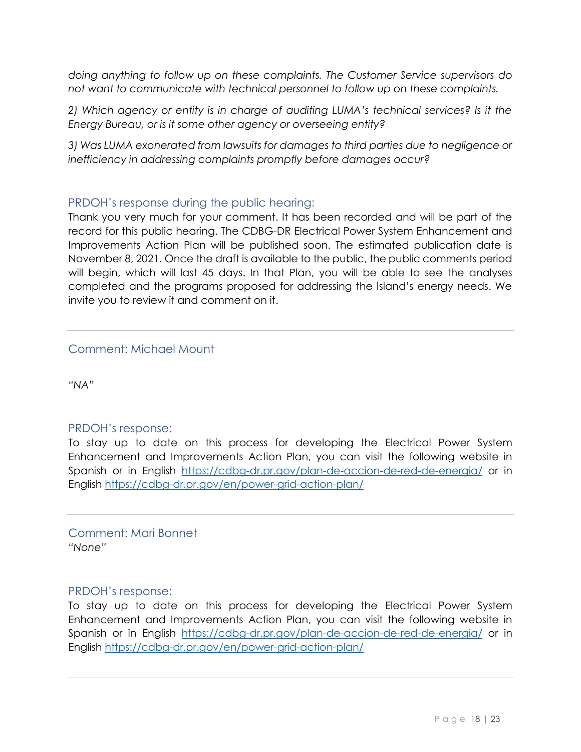*doing anything to follow up on these complaints. The Customer Service supervisors do not want to communicate with technical personnel to follow up on these complaints.*

*2) Which agency or entity is in charge of auditing LUMA's technical services? Is it the Energy Bureau, or is it some other agency or overseeing entity?*

*3) Was LUMA exonerated from lawsuits for damages to third parties due to negligence or inefficiency in addressing complaints promptly before damages occur?*

### PRDOH's response during the public hearing:

Thank you very much for your comment. It has been recorded and will be part of the record for this public hearing. The CDBG-DR Electrical Power System Enhancement and Improvements Action Plan will be published soon. The estimated publication date is November 8, 2021. Once the draft is available to the public, the public comments period will begin, which will last 45 days. In that Plan, you will be able to see the analyses completed and the programs proposed for addressing the Island's energy needs. We invite you to review it and comment on it.

---

### Comment: Michael Mount

*"NA"*

### PRDOH's response:

To stay up to date on this process for developing the Electrical Power System Enhancement and Improvements Action Plan, you can visit the following website in Spanish or in English https://cdbg-dr.pr.gov/plan-de-accion-de-red-de-energia/ or in English https://cdbg-dr.pr.gov/en/power-grid-action-plan/

---

### Comment: Mari Bonnet

*"None"*

### PRDOH's response:

To stay up to date on this process for developing the Electrical Power System Enhancement and Improvements Action Plan, you can visit the following website in Spanish or in English https://cdbg-dr.pr.gov/plan-de-accion-de-red-de-energia/ or in English https://cdbg-dr.pr.gov/en/power-grid-action-plan/

---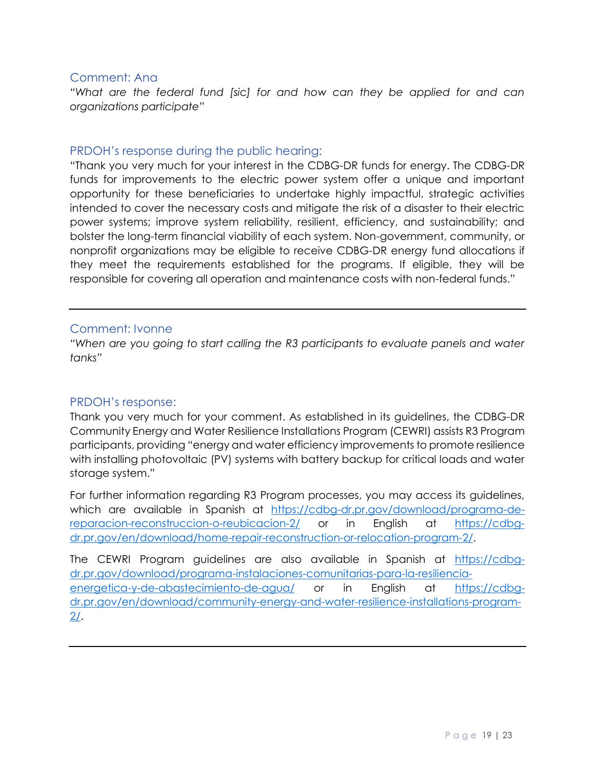### Comment: Ana

*"What are the federal fund [sic] for and how can they be applied for and can organizations participate"*

### PRDOH's response during the public hearing:

"Thank you very much for your interest in the CDBG-DR funds for energy. The CDBG-DR funds for improvements to the electric power system offer a unique and important opportunity for these beneficiaries to undertake highly impactful, strategic activities intended to cover the necessary costs and mitigate the risk of a disaster to their electric power systems; improve system reliability, resilient, efficiency, and sustainability; and bolster the long-term financial viability of each system. Non-government, community, or nonprofit organizations may be eligible to receive CDBG-DR energy fund allocations if they meet the requirements established for the programs. If eligible, they will be responsible for covering all operation and maintenance costs with non-federal funds."

---

### Comment: Ivonne

*"When are you going to start calling the R3 participants to evaluate panels and water tanks"*

### PRDOH's response:

Thank you very much for your comment. As established in its guidelines, the CDBG-DR Community Energy and Water Resilience Installations Program (CEWRI) assists R3 Program participants, providing "energy and water efficiency improvements to promote resilience with installing photovoltaic (PV) systems with battery backup for critical loads and water storage system."

For further information regarding R3 Program processes, you may access its guidelines, which are available in Spanish at [https://cdbg-dr.pr.gov/download/programa-de-reparacion-reconstruccion-o-reubicacion-2/](https://cdbg-dr.pr.gov/download/programa-de-reparacion-reconstruccion-o-reubicacion-2/) or in English at [https://cdbg-dr.pr.gov/en/download/home-repair-reconstruction-or-relocation-program-2/](https://cdbg-dr.pr.gov/en/download/home-repair-reconstruction-or-relocation-program-2/).

The CEWRI Program guidelines are also available in Spanish at [https://cdbg-dr.pr.gov/download/programa-instalaciones-comunitarias-para-la-resiliencia-energetica-y-de-abastecimiento-de-agua/](https://cdbg-dr.pr.gov/download/programa-instalaciones-comunitarias-para-la-resiliencia-energetica-y-de-abastecimiento-de-agua/) or in English at [https://cdbg-dr.pr.gov/en/download/community-energy-and-water-resilience-installations-program-2/](https://cdbg-dr.pr.gov/en/download/community-energy-and-water-resilience-installations-program-2/).

---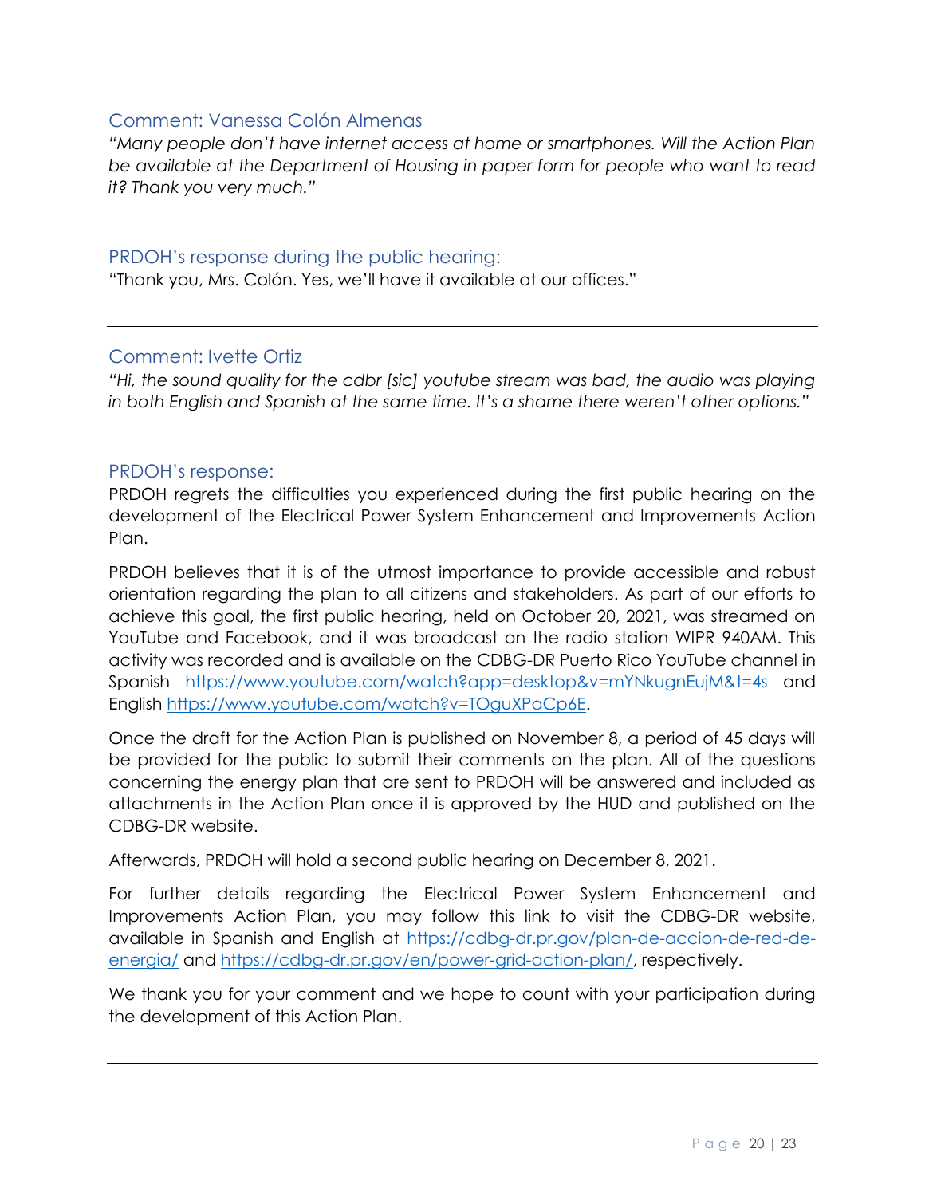### Comment: Vanessa Colón Almenas

*"Many people don't have internet access at home or smartphones. Will the Action Plan be available at the Department of Housing in paper form for people who want to read it? Thank you very much."*

### PRDOH's response during the public hearing:

"Thank you, Mrs. Colón. Yes, we'll have it available at our offices."

---

### Comment: Ivette Ortiz

*"Hi, the sound quality for the cdbr [sic] youtube stream was bad, the audio was playing in both English and Spanish at the same time. It's a shame there weren't other options."*

### PRDOH's response:

PRDOH regrets the difficulties you experienced during the first public hearing on the development of the Electrical Power System Enhancement and Improvements Action Plan.

PRDOH believes that it is of the utmost importance to provide accessible and robust orientation regarding the plan to all citizens and stakeholders. As part of our efforts to achieve this goal, the first public hearing, held on October 20, 2021, was streamed on YouTube and Facebook, and it was broadcast on the radio station WIPR 940AM. This activity was recorded and is available on the CDBG-DR Puerto Rico YouTube channel in Spanish https://www.youtube.com/watch?app=desktop&v=mYNkugnEujM&t=4s and English https://www.youtube.com/watch?v=TOguXPaCp6E.

Once the draft for the Action Plan is published on November 8, a period of 45 days will be provided for the public to submit their comments on the plan. All of the questions concerning the energy plan that are sent to PRDOH will be answered and included as attachments in the Action Plan once it is approved by the HUD and published on the CDBG-DR website.

Afterwards, PRDOH will hold a second public hearing on December 8, 2021.

For further details regarding the Electrical Power System Enhancement and Improvements Action Plan, you may follow this link to visit the CDBG-DR website, available in Spanish and English at https://cdbg-dr.pr.gov/plan-de-accion-de-red-de-energia/ and https://cdbg-dr.pr.gov/en/power-grid-action-plan/, respectively.

We thank you for your comment and we hope to count with your participation during the development of this Action Plan.

---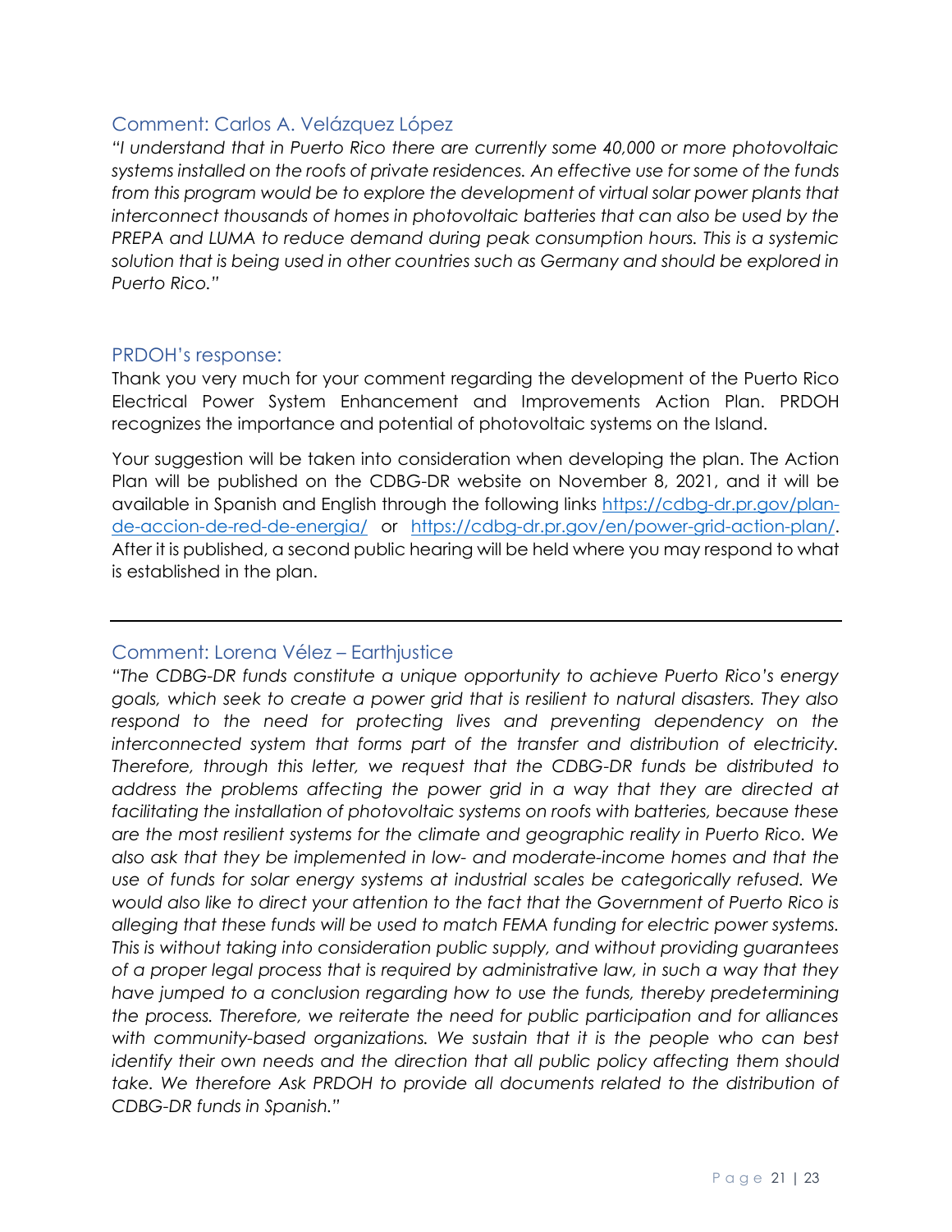## Comment: Carlos A. Velázquez López

*"I understand that in Puerto Rico there are currently some 40,000 or more photovoltaic systems installed on the roofs of private residences. An effective use for some of the funds from this program would be to explore the development of virtual solar power plants that interconnect thousands of homes in photovoltaic batteries that can also be used by the PREPA and LUMA to reduce demand during peak consumption hours. This is a systemic solution that is being used in other countries such as Germany and should be explored in Puerto Rico."*

## PRDOH's response:

Thank you very much for your comment regarding the development of the Puerto Rico Electrical Power System Enhancement and Improvements Action Plan. PRDOH recognizes the importance and potential of photovoltaic systems on the Island.

Your suggestion will be taken into consideration when developing the plan. The Action Plan will be published on the CDBG-DR website on November 8, 2021, and it will be available in Spanish and English through the following links [https://cdbg-dr.pr.gov/plan-de-accion-de-red-de-energia/](https://cdbg-dr.pr.gov/plan-de-accion-de-red-de-energia/) or [https://cdbg-dr.pr.gov/en/power-grid-action-plan/](https://cdbg-dr.pr.gov/en/power-grid-action-plan/). After it is published, a second public hearing will be held where you may respond to what is established in the plan.

---

## Comment: Lorena Vélez – Earthjustice

*"The CDBG-DR funds constitute a unique opportunity to achieve Puerto Rico's energy goals, which seek to create a power grid that is resilient to natural disasters. They also respond to the need for protecting lives and preventing dependency on the interconnected system that forms part of the transfer and distribution of electricity. Therefore, through this letter, we request that the CDBG-DR funds be distributed to address the problems affecting the power grid in a way that they are directed at facilitating the installation of photovoltaic systems on roofs with batteries, because these are the most resilient systems for the climate and geographic reality in Puerto Rico. We also ask that they be implemented in low- and moderate-income homes and that the use of funds for solar energy systems at industrial scales be categorically refused. We would also like to direct your attention to the fact that the Government of Puerto Rico is alleging that these funds will be used to match FEMA funding for electric power systems. This is without taking into consideration public supply, and without providing guarantees of a proper legal process that is required by administrative law, in such a way that they have jumped to a conclusion regarding how to use the funds, thereby predetermining the process. Therefore, we reiterate the need for public participation and for alliances with community-based organizations. We sustain that it is the people who can best identify their own needs and the direction that all public policy affecting them should take. We therefore Ask PRDOH to provide all documents related to the distribution of CDBG-DR funds in Spanish."*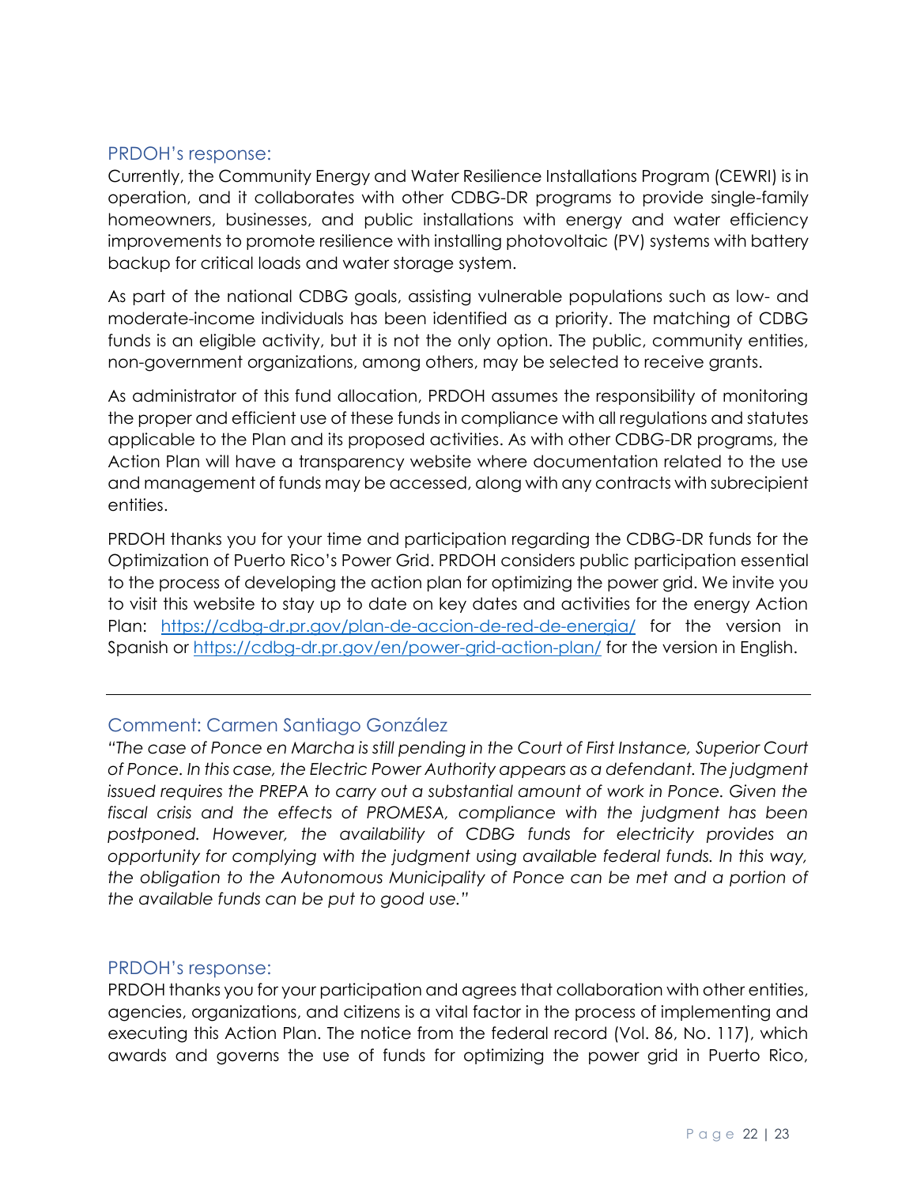### PRDOH's response:

Currently, the Community Energy and Water Resilience Installations Program (CEWRI) is in operation, and it collaborates with other CDBG-DR programs to provide single-family homeowners, businesses, and public installations with energy and water efficiency improvements to promote resilience with installing photovoltaic (PV) systems with battery backup for critical loads and water storage system.

As part of the national CDBG goals, assisting vulnerable populations such as low- and moderate-income individuals has been identified as a priority. The matching of CDBG funds is an eligible activity, but it is not the only option. The public, community entities, non-government organizations, among others, may be selected to receive grants.

As administrator of this fund allocation, PRDOH assumes the responsibility of monitoring the proper and efficient use of these funds in compliance with all regulations and statutes applicable to the Plan and its proposed activities. As with other CDBG-DR programs, the Action Plan will have a transparency website where documentation related to the use and management of funds may be accessed, along with any contracts with subrecipient entities.

PRDOH thanks you for your time and participation regarding the CDBG-DR funds for the Optimization of Puerto Rico's Power Grid. PRDOH considers public participation essential to the process of developing the action plan for optimizing the power grid. We invite you to visit this website to stay up to date on key dates and activities for the energy Action Plan: [https://cdbg-dr.pr.gov/plan-de-accion-de-red-de-energia/](https://cdbg-dr.pr.gov/plan-de-accion-de-red-de-energia/) for the version in Spanish or [https://cdbg-dr.pr.gov/en/power-grid-action-plan/](https://cdbg-dr.pr.gov/en/power-grid-action-plan/) for the version in English.

---

### Comment: Carmen Santiago González

*"The case of Ponce en Marcha is still pending in the Court of First Instance, Superior Court of Ponce. In this case, the Electric Power Authority appears as a defendant. The judgment issued requires the PREPA to carry out a substantial amount of work in Ponce. Given the fiscal crisis and the effects of PROMESA, compliance with the judgment has been postponed. However, the availability of CDBG funds for electricity provides an opportunity for complying with the judgment using available federal funds. In this way, the obligation to the Autonomous Municipality of Ponce can be met and a portion of the available funds can be put to good use."*

### PRDOH's response:

PRDOH thanks you for your participation and agrees that collaboration with other entities, agencies, organizations, and citizens is a vital factor in the process of implementing and executing this Action Plan. The notice from the federal record (Vol. 86, No. 117), which awards and governs the use of funds for optimizing the power grid in Puerto Rico,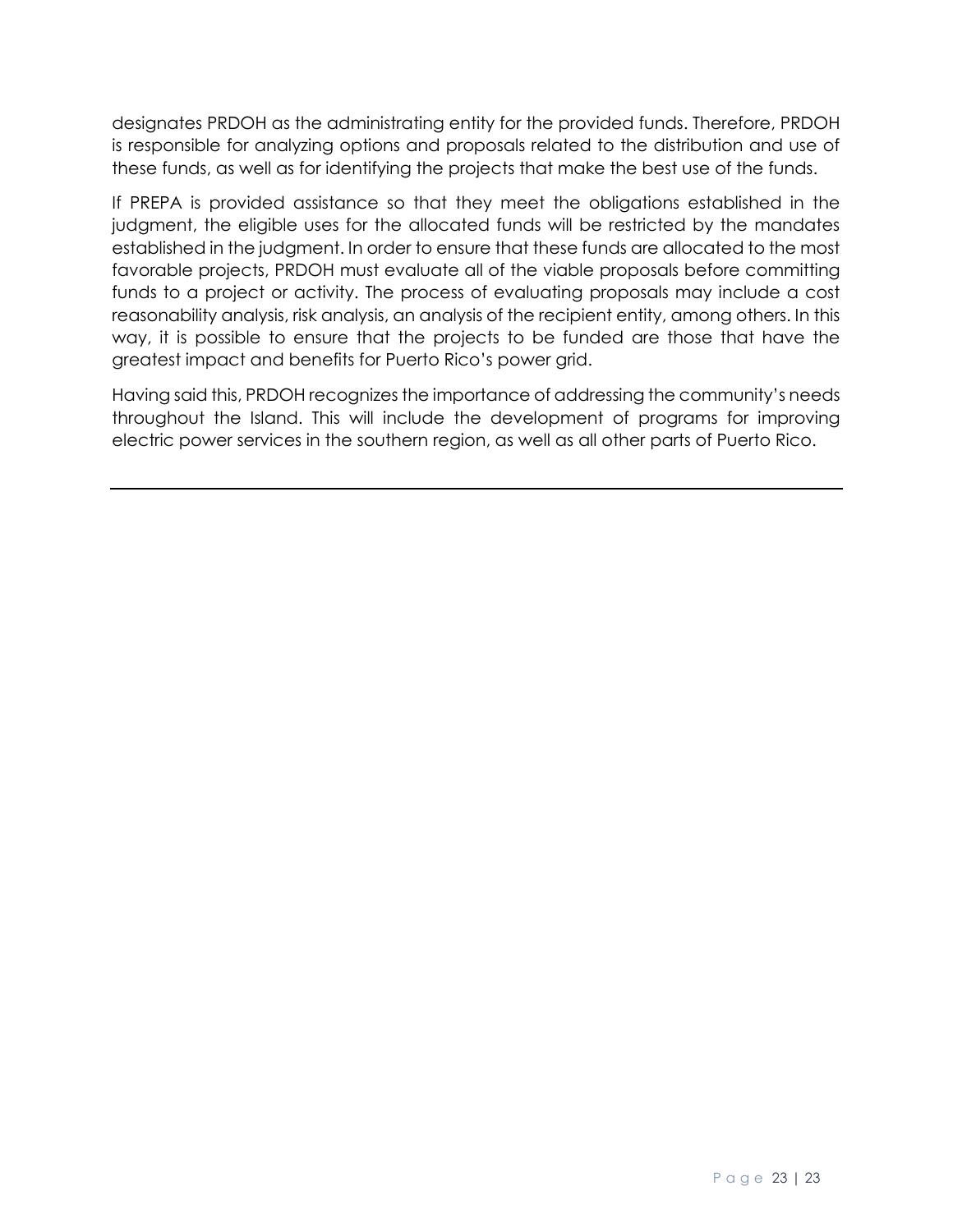designates PRDOH as the administrating entity for the provided funds. Therefore, PRDOH is responsible for analyzing options and proposals related to the distribution and use of these funds, as well as for identifying the projects that make the best use of the funds.

If PREPA is provided assistance so that they meet the obligations established in the judgment, the eligible uses for the allocated funds will be restricted by the mandates established in the judgment. In order to ensure that these funds are allocated to the most favorable projects, PRDOH must evaluate all of the viable proposals before committing funds to a project or activity. The process of evaluating proposals may include a cost reasonability analysis, risk analysis, an analysis of the recipient entity, among others. In this way, it is possible to ensure that the projects to be funded are those that have the greatest impact and benefits for Puerto Rico's power grid.

Having said this, PRDOH recognizes the importance of addressing the community's needs throughout the Island. This will include the development of programs for improving electric power services in the southern region, as well as all other parts of Puerto Rico.

---